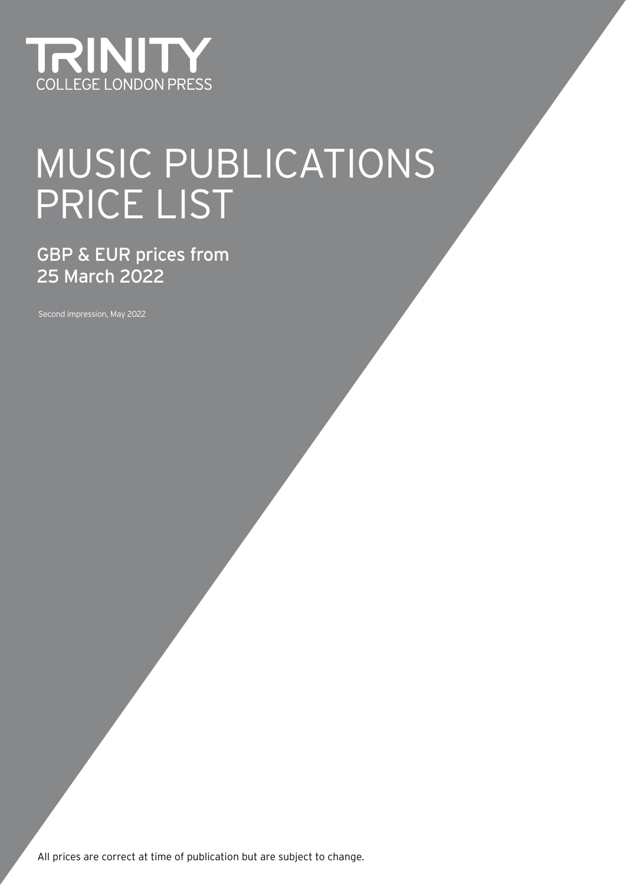TRINITY
COLLEGE LONDON PRESS

# MUSIC PUBLICATIONS PRICE LIST

## GBP & EUR prices from 25 March 2022

Second impression, May 2022

All prices are correct at time of publication but are subject to change.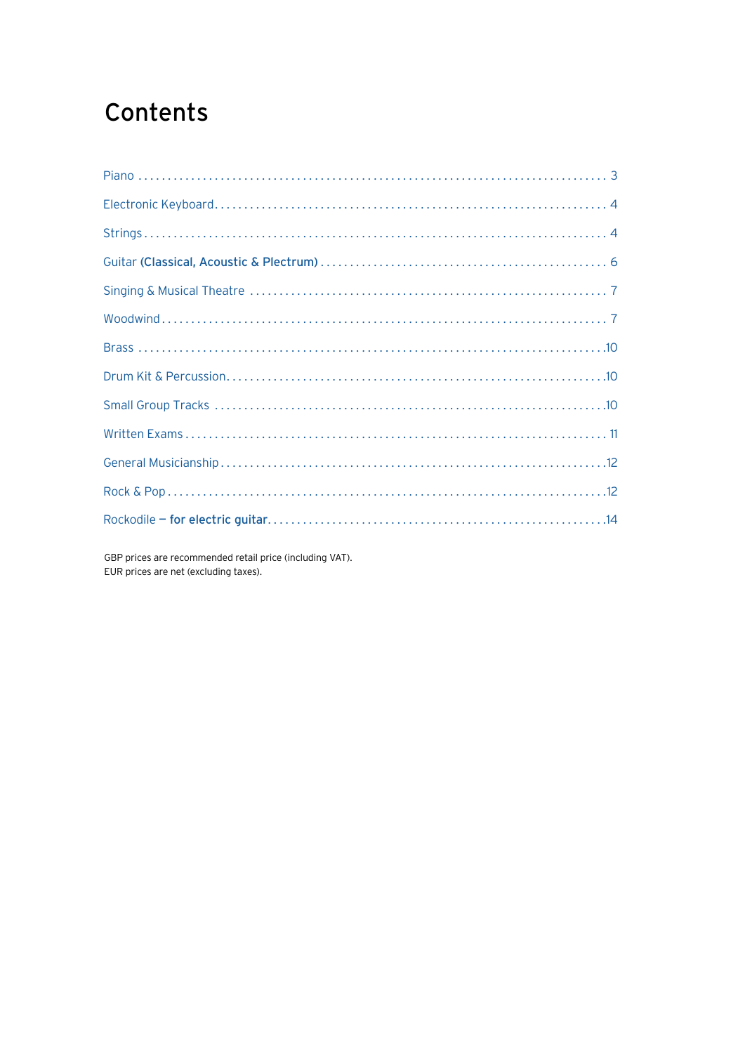# Contents

Piano . . . . . . . . . . . . . . . . . . . . . . . . . . . . . . . . . . . . . . . . . . . . . . . . . . . . . . . . . . . . . . . . . . . . . . . . . 3

Electronic Keyboard . . . . . . . . . . . . . . . . . . . . . . . . . . . . . . . . . . . . . . . . . . . . . . . . . . . . . . . . . . . . . . . . 4

Strings . . . . . . . . . . . . . . . . . . . . . . . . . . . . . . . . . . . . . . . . . . . . . . . . . . . . . . . . . . . . . . . . . . . . . . . . . 4

Guitar **(Classical, Acoustic & Plectrum)** . . . . . . . . . . . . . . . . . . . . . . . . . . . . . . . . . . . . . . . . . . . . . . . 6

Singing & Musical Theatre . . . . . . . . . . . . . . . . . . . . . . . . . . . . . . . . . . . . . . . . . . . . . . . . . . . . . . . . . . . 7

Woodwind . . . . . . . . . . . . . . . . . . . . . . . . . . . . . . . . . . . . . . . . . . . . . . . . . . . . . . . . . . . . . . . . . . . . . . . 7

Brass . . . . . . . . . . . . . . . . . . . . . . . . . . . . . . . . . . . . . . . . . . . . . . . . . . . . . . . . . . . . . . . . . . . . . . . . . . 10

Drum Kit & Percussion . . . . . . . . . . . . . . . . . . . . . . . . . . . . . . . . . . . . . . . . . . . . . . . . . . . . . . . . . . . . . . 10

Small Group Tracks . . . . . . . . . . . . . . . . . . . . . . . . . . . . . . . . . . . . . . . . . . . . . . . . . . . . . . . . . . . . . . . . 10

Written Exams . . . . . . . . . . . . . . . . . . . . . . . . . . . . . . . . . . . . . . . . . . . . . . . . . . . . . . . . . . . . . . . . . . . 11

General Musicianship . . . . . . . . . . . . . . . . . . . . . . . . . . . . . . . . . . . . . . . . . . . . . . . . . . . . . . . . . . . . . . . 12

Rock & Pop . . . . . . . . . . . . . . . . . . . . . . . . . . . . . . . . . . . . . . . . . . . . . . . . . . . . . . . . . . . . . . . . . . . . . . 12

Rockodile **— for electric guitar** . . . . . . . . . . . . . . . . . . . . . . . . . . . . . . . . . . . . . . . . . . . . . . . . . . . . . . 14

GBP prices are recommended retail price (including VAT).
EUR prices are net (excluding taxes).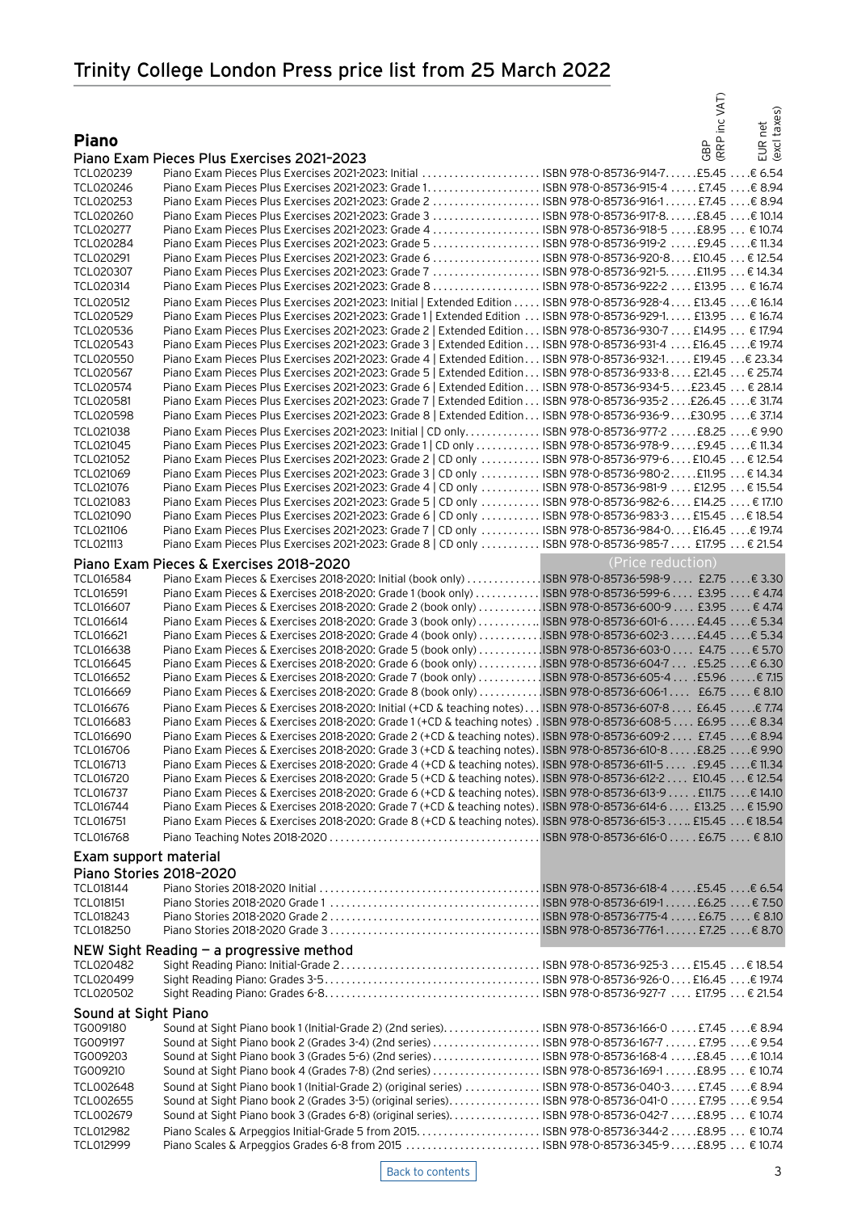# Trinity College London Press price list from 25 March 2022

## Piano

### Piano Exam Pieces Plus Exercises 2021–2023

| Code | Title | ISBN | GBP (RRP inc VAT) | EUR net (excl taxes) |
|---|---|---|---|---|
| TCL020239 | Piano Exam Pieces Plus Exercises 2021-2023: Initial | ISBN 978-0-85736-914-7 | £5.45 | € 6.54 |
| TCL020246 | Piano Exam Pieces Plus Exercises 2021-2023: Grade 1 | ISBN 978-0-85736-915-4 | £7.45 | € 8.94 |
| TCL020253 | Piano Exam Pieces Plus Exercises 2021-2023: Grade 2 | ISBN 978-0-85736-916-1 | £7.45 | € 8.94 |
| TCL020260 | Piano Exam Pieces Plus Exercises 2021-2023: Grade 3 | ISBN 978-0-85736-917-8 | £8.45 | € 10.14 |
| TCL020277 | Piano Exam Pieces Plus Exercises 2021-2023: Grade 4 | ISBN 978-0-85736-918-5 | £8.95 | € 10.74 |
| TCL020284 | Piano Exam Pieces Plus Exercises 2021-2023: Grade 5 | ISBN 978-0-85736-919-2 | £9.45 | € 11.34 |
| TCL020291 | Piano Exam Pieces Plus Exercises 2021-2023: Grade 6 | ISBN 978-0-85736-920-8 | £10.45 | € 12.54 |
| TCL020307 | Piano Exam Pieces Plus Exercises 2021-2023: Grade 7 | ISBN 978-0-85736-921-5 | £11.95 | € 14.34 |
| TCL020314 | Piano Exam Pieces Plus Exercises 2021-2023: Grade 8 | ISBN 978-0-85736-922-2 | £13.95 | € 16.74 |
| TCL020512 | Piano Exam Pieces Plus Exercises 2021-2023: Initial \| Extended Edition | ISBN 978-0-85736-928-4 | £13.45 | € 16.14 |
| TCL020529 | Piano Exam Pieces Plus Exercises 2021-2023: Grade 1 \| Extended Edition | ISBN 978-0-85736-929-1 | £13.95 | € 16.74 |
| TCL020536 | Piano Exam Pieces Plus Exercises 2021-2023: Grade 2 \| Extended Edition | ISBN 978-0-85736-930-7 | £14.95 | € 17.94 |
| TCL020543 | Piano Exam Pieces Plus Exercises 2021-2023: Grade 3 \| Extended Edition | ISBN 978-0-85736-931-4 | £16.45 | € 19.74 |
| TCL020550 | Piano Exam Pieces Plus Exercises 2021-2023: Grade 4 \| Extended Edition | ISBN 978-0-85736-932-1 | £19.45 | € 23.34 |
| TCL020567 | Piano Exam Pieces Plus Exercises 2021-2023: Grade 5 \| Extended Edition | ISBN 978-0-85736-933-8 | £21.45 | € 25.74 |
| TCL020574 | Piano Exam Pieces Plus Exercises 2021-2023: Grade 6 \| Extended Edition | ISBN 978-0-85736-934-5 | £23.45 | € 28.14 |
| TCL020581 | Piano Exam Pieces Plus Exercises 2021-2023: Grade 7 \| Extended Edition | ISBN 978-0-85736-935-2 | £26.45 | € 31.74 |
| TCL020598 | Piano Exam Pieces Plus Exercises 2021-2023: Grade 8 \| Extended Edition | ISBN 978-0-85736-936-9 | £30.95 | € 37.14 |
| TCL021038 | Piano Exam Pieces Plus Exercises 2021-2023: Initial \| CD only | ISBN 978-0-85736-977-2 | £8.25 | € 9.90 |
| TCL021045 | Piano Exam Pieces Plus Exercises 2021-2023: Grade 1 \| CD only | ISBN 978-0-85736-978-9 | £9.45 | € 11.34 |
| TCL021052 | Piano Exam Pieces Plus Exercises 2021-2023: Grade 2 \| CD only | ISBN 978-0-85736-979-6 | £10.45 | € 12.54 |
| TCL021069 | Piano Exam Pieces Plus Exercises 2021-2023: Grade 3 \| CD only | ISBN 978-0-85736-980-2 | £11.95 | € 14.34 |
| TCL021076 | Piano Exam Pieces Plus Exercises 2021-2023: Grade 4 \| CD only | ISBN 978-0-85736-981-9 | £12.95 | € 15.54 |
| TCL021083 | Piano Exam Pieces Plus Exercises 2021-2023: Grade 5 \| CD only | ISBN 978-0-85736-982-6 | £14.25 | € 17.10 |
| TCL021090 | Piano Exam Pieces Plus Exercises 2021-2023: Grade 6 \| CD only | ISBN 978-0-85736-983-3 | £15.45 | € 18.54 |
| TCL021106 | Piano Exam Pieces Plus Exercises 2021-2023: Grade 7 \| CD only | ISBN 978-0-85736-984-0 | £16.45 | € 19.74 |
| TCL021113 | Piano Exam Pieces Plus Exercises 2021-2023: Grade 8 \| CD only | ISBN 978-0-85736-985-7 | £17.95 | € 21.54 |

### Piano Exam Pieces & Exercises 2018–2020

(Price reduction)

| Code | Title | ISBN | GBP (RRP inc VAT) | EUR net (excl taxes) |
|---|---|---|---|---|
| TCL016584 | Piano Exam Pieces & Exercises 2018-2020: Initial (book only) | ISBN 978-0-85736-598-9 | £2.75 | € 3.30 |
| TCL016591 | Piano Exam Pieces & Exercises 2018-2020: Grade 1 (book only) | ISBN 978-0-85736-599-6 | £3.95 | € 4.74 |
| TCL016607 | Piano Exam Pieces & Exercises 2018-2020: Grade 2 (book only) | ISBN 978-0-85736-600-9 | £3.95 | € 4.74 |
| TCL016614 | Piano Exam Pieces & Exercises 2018-2020: Grade 3 (book only) | ISBN 978-0-85736-601-6 | £4.45 | € 5.34 |
| TCL016621 | Piano Exam Pieces & Exercises 2018-2020: Grade 4 (book only) | ISBN 978-0-85736-602-3 | £4.45 | € 5.34 |
| TCL016638 | Piano Exam Pieces & Exercises 2018-2020: Grade 5 (book only) | ISBN 978-0-85736-603-0 | £4.75 | € 5.70 |
| TCL016645 | Piano Exam Pieces & Exercises 2018-2020: Grade 6 (book only) | ISBN 978-0-85736-604-7 | £5.25 | € 6.30 |
| TCL016652 | Piano Exam Pieces & Exercises 2018-2020: Grade 7 (book only) | ISBN 978-0-85736-605-4 | £5.96 | € 7.15 |
| TCL016669 | Piano Exam Pieces & Exercises 2018-2020: Grade 8 (book only) | ISBN 978-0-85736-606-1 | £6.75 | € 8.10 |
| TCL016676 | Piano Exam Pieces & Exercises 2018-2020: Initial (+CD & teaching notes) | ISBN 978-0-85736-607-8 | £6.45 | € 7.74 |
| TCL016683 | Piano Exam Pieces & Exercises 2018-2020: Grade 1 (+CD & teaching notes) | ISBN 978-0-85736-608-5 | £6.95 | € 8.34 |
| TCL016690 | Piano Exam Pieces & Exercises 2018-2020: Grade 2 (+CD & teaching notes) | ISBN 978-0-85736-609-2 | £7.45 | € 8.94 |
| TCL016706 | Piano Exam Pieces & Exercises 2018-2020: Grade 3 (+CD & teaching notes) | ISBN 978-0-85736-610-8 | £8.25 | € 9.90 |
| TCL016713 | Piano Exam Pieces & Exercises 2018-2020: Grade 4 (+CD & teaching notes) | ISBN 978-0-85736-611-5 | £9.45 | € 11.34 |
| TCL016720 | Piano Exam Pieces & Exercises 2018-2020: Grade 5 (+CD & teaching notes) | ISBN 978-0-85736-612-2 | £10.45 | € 12.54 |
| TCL016737 | Piano Exam Pieces & Exercises 2018-2020: Grade 6 (+CD & teaching notes) | ISBN 978-0-85736-613-9 | £11.75 | € 14.10 |
| TCL016744 | Piano Exam Pieces & Exercises 2018-2020: Grade 7 (+CD & teaching notes) | ISBN 978-0-85736-614-6 | £13.25 | € 15.90 |
| TCL016751 | Piano Exam Pieces & Exercises 2018-2020: Grade 8 (+CD & teaching notes) | ISBN 978-0-85736-615-3 | £15.45 | € 18.54 |
| TCL016768 | Piano Teaching Notes 2018-2020 | ISBN 978-0-85736-616-0 | £6.75 | € 8.10 |

### Exam support material

#### Piano Stories 2018–2020

| Code | Title | ISBN | GBP (RRP inc VAT) | EUR net (excl taxes) |
|---|---|---|---|---|
| TCL018144 | Piano Stories 2018-2020 Initial | ISBN 978-0-85736-618-4 | £5.45 | € 6.54 |
| TCL018151 | Piano Stories 2018-2020 Grade 1 | ISBN 978-0-85736-619-1 | £6.25 | € 7.50 |
| TCL018243 | Piano Stories 2018-2020 Grade 2 | ISBN 978-0-85736-775-4 | £6.75 | € 8.10 |
| TCL018250 | Piano Stories 2018-2020 Grade 3 | ISBN 978-0-85736-776-1 | £7.25 | € 8.70 |

#### NEW Sight Reading – a progressive method

| Code | Title | ISBN | GBP (RRP inc VAT) | EUR net (excl taxes) |
|---|---|---|---|---|
| TCL020482 | Sight Reading Piano: Initial-Grade 2 | ISBN 978-0-85736-925-3 | £15.45 | € 18.54 |
| TCL020499 | Sight Reading Piano: Grades 3-5 | ISBN 978-0-85736-926-0 | £16.45 | € 19.74 |
| TCL020502 | Sight Reading Piano: Grades 6-8 | ISBN 978-0-85736-927-7 | £17.95 | € 21.54 |

#### Sound at Sight Piano

| Code | Title | ISBN | GBP (RRP inc VAT) | EUR net (excl taxes) |
|---|---|---|---|---|
| TG009180 | Sound at Sight Piano book 1 (Initial-Grade 2) (2nd series) | ISBN 978-0-85736-166-0 | £7.45 | € 8.94 |
| TG009197 | Sound at Sight Piano book 2 (Grades 3-4) (2nd series) | ISBN 978-0-85736-167-7 | £7.95 | € 9.54 |
| TG009203 | Sound at Sight Piano book 3 (Grades 5-6) (2nd series) | ISBN 978-0-85736-168-4 | £8.45 | € 10.14 |
| TG009210 | Sound at Sight Piano book 4 (Grades 7-8) (2nd series) | ISBN 978-0-85736-169-1 | £8.95 | € 10.74 |
| TCL002648 | Sound at Sight Piano book 1 (Initial-Grade 2) (original series) | ISBN 978-0-85736-040-3 | £7.45 | € 8.94 |
| TCL002655 | Sound at Sight Piano book 2 (Grades 3-5) (original series) | ISBN 978-0-85736-041-0 | £7.95 | € 9.54 |
| TCL002679 | Sound at Sight Piano book 3 (Grades 6-8) (original series) | ISBN 978-0-85736-042-7 | £8.95 | € 10.74 |
| TCL012982 | Piano Scales & Arpeggios Initial-Grade 5 from 2015 | ISBN 978-0-85736-344-2 | £8.95 | € 10.74 |
| TCL012999 | Piano Scales & Arpeggios Grades 6-8 from 2015 | ISBN 978-0-85736-345-9 | £8.95 | € 10.74 |

Back to contents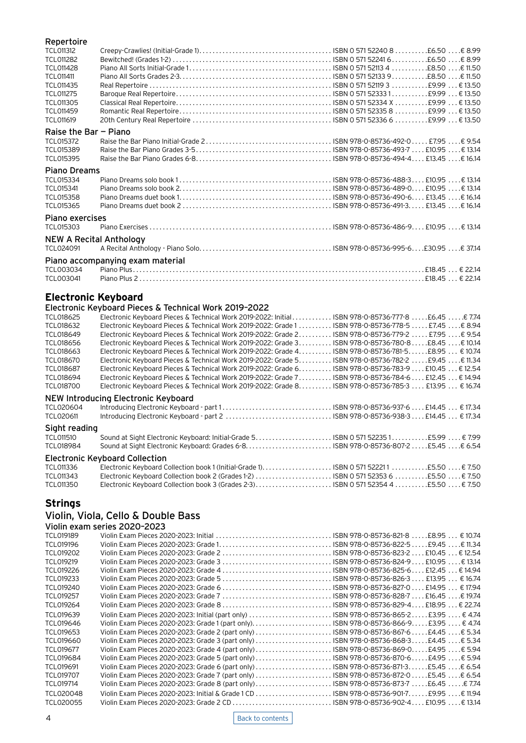### Repertoire

| | | | | |
|---|---|---|---|---|
| TCL011312 | Creepy-Crawlies! (Initial-Grade 1) | ISBN 0 571 52240 8 | £6.50 | € 8.99 |
| TCL011282 | Bewitched! (Grades 1-2) | ISBN 0 571 52241 6 | £6.50 | € 8.99 |
| TCL011428 | Piano All Sorts Initial-Grade 1 | ISBN 0 571 52113 4 | £8.50 | € 11.50 |
| TCL011411 | Piano All Sorts Grades 2-3 | ISBN 0 571 52133 9 | £8.50 | € 11.50 |
| TCL011435 | Real Repertoire | ISBN 0 571 52119 3 | £9.99 | € 13.50 |
| TCL011275 | Baroque Real Repertoire | ISBN 0 571 52333 1 | £9.99 | € 13.50 |
| TCL011305 | Classical Real Repertoire | ISBN 0 571 52334 X | £9.99 | € 13.50 |
| TCL011459 | Romantic Real Repertoire | ISBN 0 571 52335 8 | £9.99 | € 13.50 |
| TCL011619 | 20th Century Real Repertoire | ISBN 0 571 52336 6 | £9.99 | € 13.50 |

### Raise the Bar – Piano

| | | | | |
|---|---|---|---|---|
| TCL015372 | Raise the Bar Piano Initial-Grade 2 | ISBN 978-0-85736-492-0 | £7.95 | € 9.54 |
| TCL015389 | Raise the Bar Piano Grades 3-5 | ISBN 978-0-85736-493-7 | £10.95 | € 13.14 |
| TCL015395 | Raise the Bar Piano Grades 6-8 | ISBN 978-0-85736-494-4 | £13.45 | € 16.14 |

### Piano Dreams

| | | | | |
|---|---|---|---|---|
| TCL015334 | Piano Dreams solo book 1 | ISBN 978-0-85736-488-3 | £10.95 | € 13.14 |
| TCL015341 | Piano Dreams solo book 2 | ISBN 978-0-85736-489-0 | £10.95 | € 13.14 |
| TCL015358 | Piano Dreams duet book 1 | ISBN 978-0-85736-490-6 | £13.45 | € 16.14 |
| TCL015365 | Piano Dreams duet book 2 | ISBN 978-0-85736-491-3 | £13.45 | € 16.14 |

### Piano exercises

| | | | | |
|---|---|---|---|---|
| TCL015303 | Piano Exercises | ISBN 978-0-85736-486-9 | £10.95 | € 13.14 |

### NEW A Recital Anthology

| | | | | |
|---|---|---|---|---|
| TCL024091 | A Recital Anthology - Piano Solo | ISBN 978-0-85736-995-6 | £30.95 | € 37.14 |

### Piano accompanying exam material

| | | | | |
|---|---|---|---|---|
| TCL003034 | Piano Plus | | £18.45 | € 22.14 |
| TCL003041 | Piano Plus 2 | | £18.45 | € 22.14 |

## Electronic Keyboard

### Electronic Keyboard Pieces & Technical Work 2019–2022

| | | | | |
|---|---|---|---|---|
| TCL018625 | Electronic Keyboard Pieces & Technical Work 2019-2022: Initial | ISBN 978-0-85736-777-8 | £6.45 | € 7.74 |
| TCL018632 | Electronic Keyboard Pieces & Technical Work 2019-2022: Grade 1 | ISBN 978-0-85736-778-5 | £7.45 | € 8.94 |
| TCL018649 | Electronic Keyboard Pieces & Technical Work 2019-2022: Grade 2 | ISBN 978-0-85736-779-2 | £7.95 | € 9.54 |
| TCL018656 | Electronic Keyboard Pieces & Technical Work 2019-2022: Grade 3 | ISBN 978-0-85736-780-8 | £8.45 | € 10.14 |
| TCL018663 | Electronic Keyboard Pieces & Technical Work 2019-2022: Grade 4 | ISBN 978-0-85736-781-5 | £8.95 | € 10.74 |
| TCL018670 | Electronic Keyboard Pieces & Technical Work 2019-2022: Grade 5 | ISBN 978-0-85736-782-2 | £9.45 | € 11.34 |
| TCL018687 | Electronic Keyboard Pieces & Technical Work 2019-2022: Grade 6 | ISBN 978-0-85736-783-9 | £10.45 | € 12.54 |
| TCL018694 | Electronic Keyboard Pieces & Technical Work 2019-2022: Grade 7 | ISBN 978-0-85736-784-6 | £12.45 | € 14.94 |
| TCL018700 | Electronic Keyboard Pieces & Technical Work 2019-2022: Grade 8 | ISBN 978-0-85736-785-3 | £13.95 | € 16.74 |

### NEW Introducing Electronic Keyboard

| | | | | |
|---|---|---|---|---|
| TCL020604 | Introducing Electronic Keyboard - part 1 | ISBN 978-0-85736-937-6 | £14.45 | € 17.34 |
| TCL020611 | Introducing Electronic Keyboard - part 2 | ISBN 978-0-85736-938-3 | £14.45 | € 17.34 |

### Sight reading

| | | | | |
|---|---|---|---|---|
| TCL011510 | Sound at Sight Electronic Keyboard: Initial-Grade 5 | ISBN 0 571 52235 1 | £5.99 | € 7.99 |
| TCL018984 | Sound at Sight Electronic Keyboard: Grades 6-8 | ISBN 978-0-85736-807-2 | £5.45 | € 6.54 |

### Electronic Keyboard Collection

| | | | | |
|---|---|---|---|---|
| TCL011336 | Electronic Keyboard Collection book 1 (Initial-Grade 1) | ISBN 0 571 52221 1 | £5.50 | € 7.50 |
| TCL011343 | Electronic Keyboard Collection book 2 (Grades 1-2) | ISBN 0 571 52353 6 | £5.50 | € 7.50 |
| TCL011350 | Electronic Keyboard Collection book 3 (Grades 2-3) | ISBN 0 571 52354 4 | £5.50 | € 7.50 |

## Strings

### Violin, Viola, Cello & Double Bass

### Violin exam series 2020–2023

| | | | | |
|---|---|---|---|---|
| TCL019189 | Violin Exam Pieces 2020-2023: Initial | ISBN 978-0-85736-821-8 | £8.95 | € 10.74 |
| TCL019196 | Violin Exam Pieces 2020-2023: Grade 1 | ISBN 978-0-85736-822-5 | £9.45 | € 11.34 |
| TCL019202 | Violin Exam Pieces 2020-2023: Grade 2 | ISBN 978-0-85736-823-2 | £10.45 | € 12.54 |
| TCL019219 | Violin Exam Pieces 2020-2023: Grade 3 | ISBN 978-0-85736-824-9 | £10.95 | € 13.14 |
| TCL019226 | Violin Exam Pieces 2020-2023: Grade 4 | ISBN 978-0-85736-825-6 | £12.45 | € 14.94 |
| TCL019233 | Violin Exam Pieces 2020-2023: Grade 5 | ISBN 978-0-85736-826-3 | £13.95 | € 16.74 |
| TCL019240 | Violin Exam Pieces 2020-2023: Grade 6 | ISBN 978-0-85736-827-0 | £14.95 | € 17.94 |
| TCL019257 | Violin Exam Pieces 2020-2023: Grade 7 | ISBN 978-0-85736-828-7 | £16.45 | € 19.74 |
| TCL019264 | Violin Exam Pieces 2020-2023: Grade 8 | ISBN 978-0-85736-829-4 | £18.95 | € 22.74 |
| TCL019639 | Violin Exam Pieces 2020-2023: Initial (part only) | ISBN 978-0-85736-865-2 | £3.95 | € 4.74 |
| TCL019646 | Violin Exam Pieces 2020-2023: Grade 1 (part only) | ISBN 978-0-85736-866-9 | £3.95 | € 4.74 |
| TCL019653 | Violin Exam Pieces 2020-2023: Grade 2 (part only) | ISBN 978-0-85736-867-6 | £4.45 | € 5.34 |
| TCL019660 | Violin Exam Pieces 2020-2023: Grade 3 (part only) | ISBN 978-0-85736-868-3 | £4.45 | € 5.34 |
| TCL019677 | Violin Exam Pieces 2020-2023: Grade 4 (part only) | ISBN 978-0-85736-869-0 | £4.95 | € 5.94 |
| TCL019684 | Violin Exam Pieces 2020-2023: Grade 5 (part only) | ISBN 978-0-85736-870-6 | £4.95 | € 5.94 |
| TCL019691 | Violin Exam Pieces 2020-2023: Grade 6 (part only) | ISBN 978-0-85736-871-3 | £5.45 | € 6.54 |
| TCL019707 | Violin Exam Pieces 2020-2023: Grade 7 (part only) | ISBN 978-0-85736-872-0 | £5.45 | € 6.54 |
| TCL019714 | Violin Exam Pieces 2020-2023: Grade 8 (part only) | ISBN 978-0-85736-873-7 | £6.45 | € 7.74 |
| TCL020048 | Violin Exam Pieces 2020-2023: Initial & Grade 1 CD | ISBN 978-0-85736-901-7 | £9.95 | € 11.94 |
| TCL020055 | Violin Exam Pieces 2020-2023: Grade 2 CD | ISBN 978-0-85736-902-4 | £10.95 | € 13.14 |

Back to contents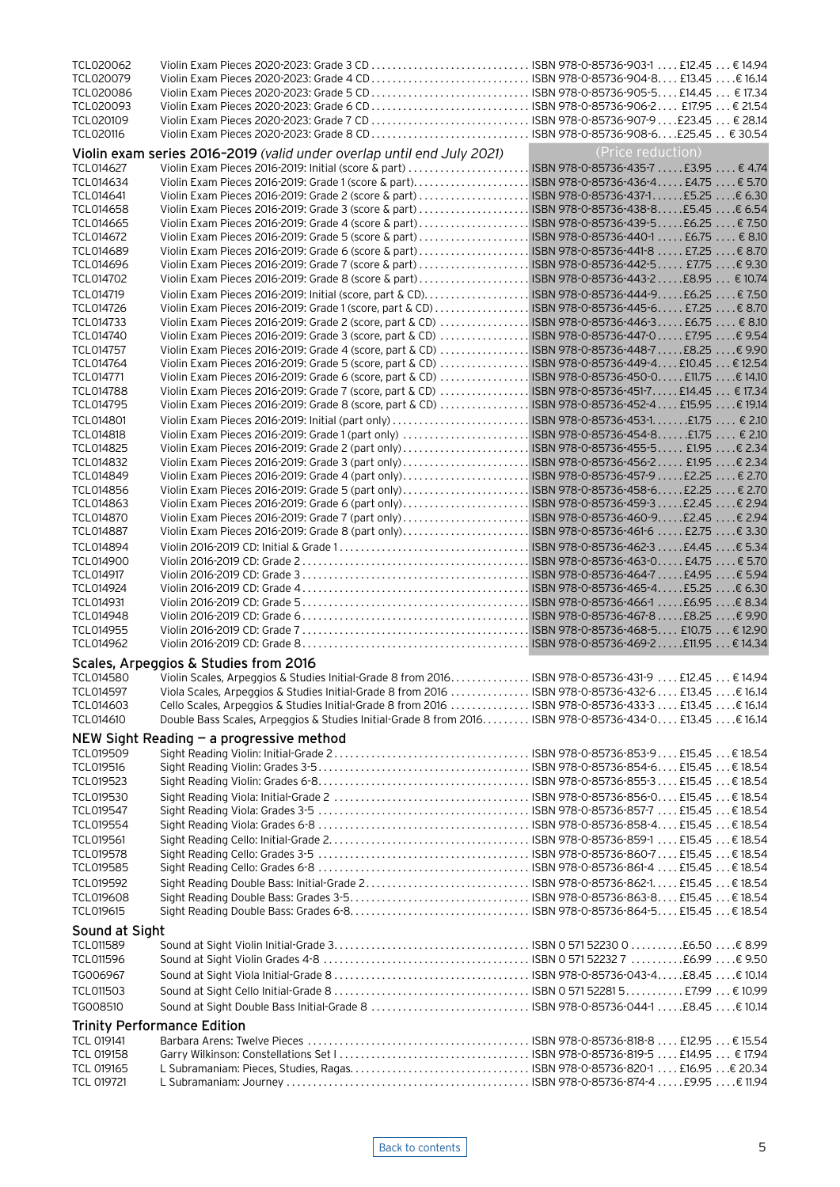| Code | Title | ISBN | £ | € |
|---|---|---|---|---|
| TCL020062 | Violin Exam Pieces 2020-2023: Grade 3 CD | ISBN 978-0-85736-903-1 | £12.45 | € 14.94 |
| TCL020079 | Violin Exam Pieces 2020-2023: Grade 4 CD | ISBN 978-0-85736-904-8 | £13.45 | € 16.14 |
| TCL020086 | Violin Exam Pieces 2020-2023: Grade 5 CD | ISBN 978-0-85736-905-5 | £14.45 | € 17.34 |
| TCL020093 | Violin Exam Pieces 2020-2023: Grade 6 CD | ISBN 978-0-85736-906-2 | £17.95 | € 21.54 |
| TCL020109 | Violin Exam Pieces 2020-2023: Grade 7 CD | ISBN 978-0-85736-907-9 | £23.45 | € 28.14 |
| TCL020116 | Violin Exam Pieces 2020-2023: Grade 8 CD | ISBN 978-0-85736-908-6 | £25.45 | € 30.54 |

## Violin exam series 2016–2019 *(valid under overlap until end July 2021)*

(Price reduction)

| Code | Title | ISBN | £ | € |
|---|---|---|---|---|
| TCL014627 | Violin Exam Pieces 2016-2019: Initial (score & part) | ISBN 978-0-85736-435-7 | £3.95 | € 4.74 |
| TCL014634 | Violin Exam Pieces 2016-2019: Grade 1 (score & part) | ISBN 978-0-85736-436-4 | £4.75 | € 5.70 |
| TCL014641 | Violin Exam Pieces 2016-2019: Grade 2 (score & part) | ISBN 978-0-85736-437-1 | £5.25 | € 6.30 |
| TCL014658 | Violin Exam Pieces 2016-2019: Grade 3 (score & part) | ISBN 978-0-85736-438-8 | £5.45 | € 6.54 |
| TCL014665 | Violin Exam Pieces 2016-2019: Grade 4 (score & part) | ISBN 978-0-85736-439-5 | £6.25 | € 7.50 |
| TCL014672 | Violin Exam Pieces 2016-2019: Grade 5 (score & part) | ISBN 978-0-85736-440-1 | £6.75 | € 8.10 |
| TCL014689 | Violin Exam Pieces 2016-2019: Grade 6 (score & part) | ISBN 978-0-85736-441-8 | £7.25 | € 8.70 |
| TCL014696 | Violin Exam Pieces 2016-2019: Grade 7 (score & part) | ISBN 978-0-85736-442-5 | £7.75 | € 9.30 |
| TCL014702 | Violin Exam Pieces 2016-2019: Grade 8 (score & part) | ISBN 978-0-85736-443-2 | £8.95 | € 10.74 |
| TCL014719 | Violin Exam Pieces 2016-2019: Initial (score, part & CD) | ISBN 978-0-85736-444-9 | £6.25 | € 7.50 |
| TCL014726 | Violin Exam Pieces 2016-2019: Grade 1 (score, part & CD) | ISBN 978-0-85736-445-6 | £7.25 | € 8.70 |
| TCL014733 | Violin Exam Pieces 2016-2019: Grade 2 (score, part & CD) | ISBN 978-0-85736-446-3 | £6.75 | € 8.10 |
| TCL014740 | Violin Exam Pieces 2016-2019: Grade 3 (score, part & CD) | ISBN 978-0-85736-447-0 | £7.95 | € 9.54 |
| TCL014757 | Violin Exam Pieces 2016-2019: Grade 4 (score, part & CD) | ISBN 978-0-85736-448-7 | £8.25 | € 9.90 |
| TCL014764 | Violin Exam Pieces 2016-2019: Grade 5 (score, part & CD) | ISBN 978-0-85736-449-4 | £10.45 | € 12.54 |
| TCL014771 | Violin Exam Pieces 2016-2019: Grade 6 (score, part & CD) | ISBN 978-0-85736-450-0 | £11.75 | € 14.10 |
| TCL014788 | Violin Exam Pieces 2016-2019: Grade 7 (score, part & CD) | ISBN 978-0-85736-451-7 | £14.45 | € 17.34 |
| TCL014795 | Violin Exam Pieces 2016-2019: Grade 8 (score, part & CD) | ISBN 978-0-85736-452-4 | £15.95 | € 19.14 |
| TCL014801 | Violin Exam Pieces 2016-2019: Initial (part only) | ISBN 978-0-85736-453-1 | £1.75 | € 2.10 |
| TCL014818 | Violin Exam Pieces 2016-2019: Grade 1 (part only) | ISBN 978-0-85736-454-8 | £1.75 | € 2.10 |
| TCL014825 | Violin Exam Pieces 2016-2019: Grade 2 (part only) | ISBN 978-0-85736-455-5 | £1.95 | € 2.34 |
| TCL014832 | Violin Exam Pieces 2016-2019: Grade 3 (part only) | ISBN 978-0-85736-456-2 | £1.95 | € 2.34 |
| TCL014849 | Violin Exam Pieces 2016-2019: Grade 4 (part only) | ISBN 978-0-85736-457-9 | £2.25 | € 2.70 |
| TCL014856 | Violin Exam Pieces 2016-2019: Grade 5 (part only) | ISBN 978-0-85736-458-6 | £2.25 | € 2.70 |
| TCL014863 | Violin Exam Pieces 2016-2019: Grade 6 (part only) | ISBN 978-0-85736-459-3 | £2.45 | € 2.94 |
| TCL014870 | Violin Exam Pieces 2016-2019: Grade 7 (part only) | ISBN 978-0-85736-460-9 | £2.45 | € 2.94 |
| TCL014887 | Violin Exam Pieces 2016-2019: Grade 8 (part only) | ISBN 978-0-85736-461-6 | £2.75 | € 3.30 |
| TCL014894 | Violin 2016-2019 CD: Initial & Grade 1 | ISBN 978-0-85736-462-3 | £4.45 | € 5.34 |
| TCL014900 | Violin 2016-2019 CD: Grade 2 | ISBN 978-0-85736-463-0 | £4.75 | € 5.70 |
| TCL014917 | Violin 2016-2019 CD: Grade 3 | ISBN 978-0-85736-464-7 | £4.95 | € 5.94 |
| TCL014924 | Violin 2016-2019 CD: Grade 4 | ISBN 978-0-85736-465-4 | £5.25 | € 6.30 |
| TCL014931 | Violin 2016-2019 CD: Grade 5 | ISBN 978-0-85736-466-1 | £6.95 | € 8.34 |
| TCL014948 | Violin 2016-2019 CD: Grade 6 | ISBN 978-0-85736-467-8 | £8.25 | € 9.90 |
| TCL014955 | Violin 2016-2019 CD: Grade 7 | ISBN 978-0-85736-468-5 | £10.75 | € 12.90 |
| TCL014962 | Violin 2016-2019 CD: Grade 8 | ISBN 978-0-85736-469-2 | £11.95 | € 14.34 |

## Scales, Arpeggios & Studies from 2016

| Code | Title | ISBN | £ | € |
|---|---|---|---|---|
| TCL014580 | Violin Scales, Arpeggios & Studies Initial-Grade 8 from 2016 | ISBN 978-0-85736-431-9 | £12.45 | € 14.94 |
| TCL014597 | Viola Scales, Arpeggios & Studies Initial-Grade 8 from 2016 | ISBN 978-0-85736-432-6 | £13.45 | € 16.14 |
| TCL014603 | Cello Scales, Arpeggios & Studies Initial-Grade 8 from 2016 | ISBN 978-0-85736-433-3 | £13.45 | € 16.14 |
| TCL014610 | Double Bass Scales, Arpeggios & Studies Initial-Grade 8 from 2016 | ISBN 978-0-85736-434-0 | £13.45 | € 16.14 |

## NEW Sight Reading — a progressive method

| Code | Title | ISBN | £ | € |
|---|---|---|---|---|
| TCL019509 | Sight Reading Violin: Initial-Grade 2 | ISBN 978-0-85736-853-9 | £15.45 | € 18.54 |
| TCL019516 | Sight Reading Violin: Grades 3-5 | ISBN 978-0-85736-854-6 | £15.45 | € 18.54 |
| TCL019523 | Sight Reading Violin: Grades 6-8 | ISBN 978-0-85736-855-3 | £15.45 | € 18.54 |
| TCL019530 | Sight Reading Viola: Initial-Grade 2 | ISBN 978-0-85736-856-0 | £15.45 | € 18.54 |
| TCL019547 | Sight Reading Viola: Grades 3-5 | ISBN 978-0-85736-857-7 | £15.45 | € 18.54 |
| TCL019554 | Sight Reading Viola: Grades 6-8 | ISBN 978-0-85736-858-4 | £15.45 | € 18.54 |
| TCL019561 | Sight Reading Cello: Initial-Grade 2 | ISBN 978-0-85736-859-1 | £15.45 | € 18.54 |
| TCL019578 | Sight Reading Cello: Grades 3-5 | ISBN 978-0-85736-860-7 | £15.45 | € 18.54 |
| TCL019585 | Sight Reading Cello: Grades 6-8 | ISBN 978-0-85736-861-4 | £15.45 | € 18.54 |
| TCL019592 | Sight Reading Double Bass: Initial-Grade 2 | ISBN 978-0-85736-862-1 | £15.45 | € 18.54 |
| TCL019608 | Sight Reading Double Bass: Grades 3-5 | ISBN 978-0-85736-863-8 | £15.45 | € 18.54 |
| TCL019615 | Sight Reading Double Bass: Grades 6-8 | ISBN 978-0-85736-864-5 | £15.45 | € 18.54 |

## Sound at Sight

| Code | Title | ISBN | £ | € |
|---|---|---|---|---|
| TCL011589 | Sound at Sight Violin Initial-Grade 3 | ISBN 0 571 52230 0 | £6.50 | € 8.99 |
| TCL011596 | Sound at Sight Violin Grades 4-8 | ISBN 0 571 52232 7 | £6.99 | € 9.50 |
| TG006967 | Sound at Sight Viola Initial-Grade 8 | ISBN 978-0-85736-043-4 | £8.45 | € 10.14 |
| TCL011503 | Sound at Sight Cello Initial-Grade 8 | ISBN 0 571 52281 5 | £7.99 | € 10.99 |
| TG008510 | Sound at Sight Double Bass Initial-Grade 8 | ISBN 978-0-85736-044-1 | £8.45 | € 10.14 |

## Trinity Performance Edition

| Code | Title | ISBN | £ | € |
|---|---|---|---|---|
| TCL 019141 | Barbara Arens: Twelve Pieces | ISBN 978-0-85736-818-8 | £12.95 | € 15.54 |
| TCL 019158 | Garry Wilkinson: Constellations Set I | ISBN 978-0-85736-819-5 | £14.95 | € 17.94 |
| TCL 019165 | L Subramaniam: Pieces, Studies, Ragas | ISBN 978-0-85736-820-1 | £16.95 | € 20.34 |
| TCL 019721 | L Subramaniam: Journey | ISBN 978-0-85736-874-4 | £9.95 | € 11.94 |

Back to contents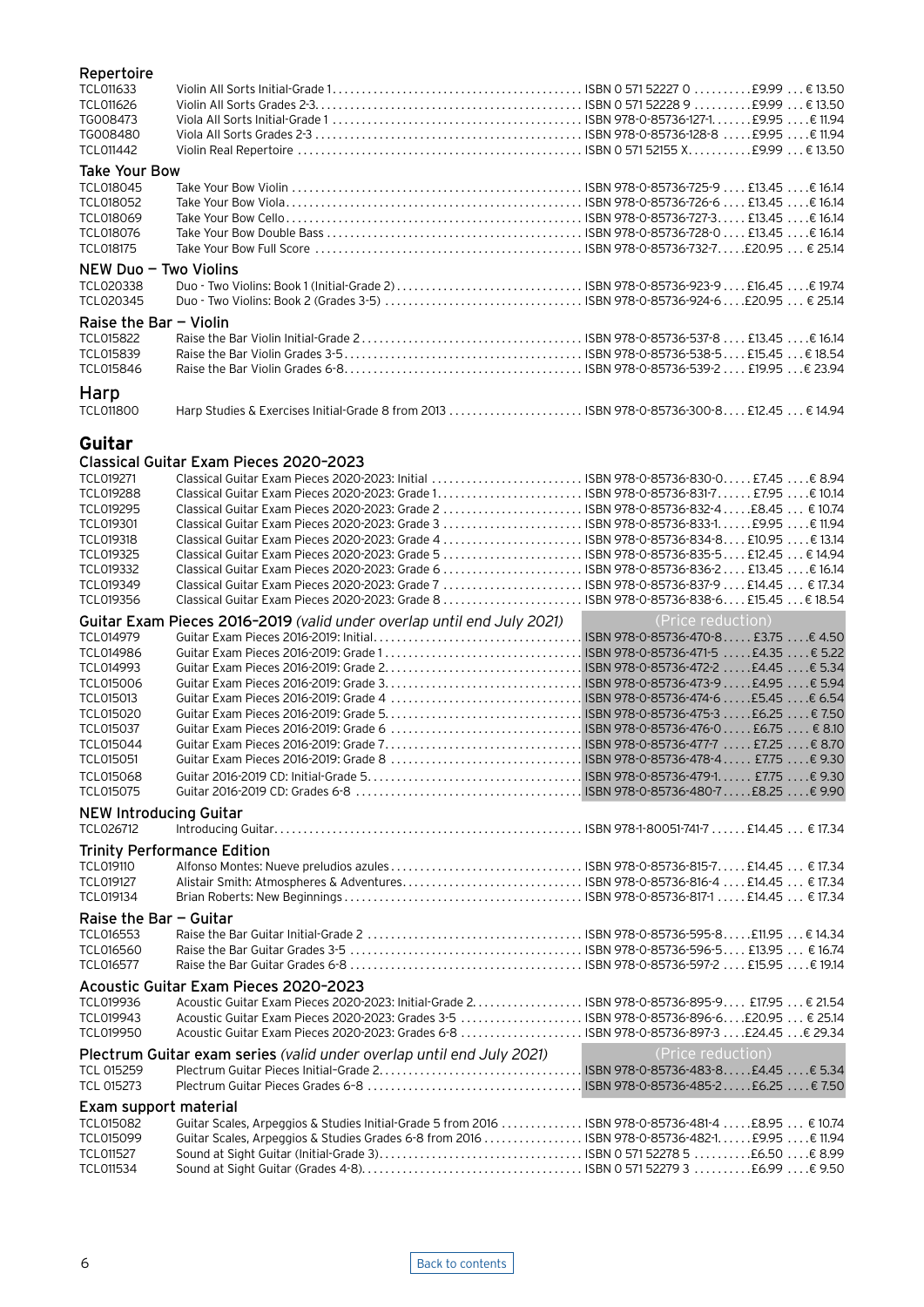### Repertoire

| | | | | |
|---|---|---|---|---|
| TCL011633 | Violin All Sorts Initial-Grade 1 | ISBN 0 571 52227 0 | £9.99 | € 13.50 |
| TCL011626 | Violin All Sorts Grades 2-3 | ISBN 0 571 52228 9 | £9.99 | € 13.50 |
| TG008473 | Viola All Sorts Initial-Grade 1 | ISBN 978-0-85736-127-1 | £9.95 | € 11.94 |
| TG008480 | Viola All Sorts Grades 2-3 | ISBN 978-0-85736-128-8 | £9.95 | € 11.94 |
| TCL011442 | Violin Real Repertoire | ISBN 0 571 52155 X | £9.99 | € 13.50 |

### Take Your Bow

| | | | | |
|---|---|---|---|---|
| TCL018045 | Take Your Bow Violin | ISBN 978-0-85736-725-9 | £13.45 | € 16.14 |
| TCL018052 | Take Your Bow Viola | ISBN 978-0-85736-726-6 | £13.45 | € 16.14 |
| TCL018069 | Take Your Bow Cello | ISBN 978-0-85736-727-3 | £13.45 | € 16.14 |
| TCL018076 | Take Your Bow Double Bass | ISBN 978-0-85736-728-0 | £13.45 | € 16.14 |
| TCL018175 | Take Your Bow Full Score | ISBN 978-0-85736-732-7 | £20.95 | € 25.14 |

### NEW Duo – Two Violins

| | | | | |
|---|---|---|---|---|
| TCL020338 | Duo - Two Violins: Book 1 (Initial-Grade 2) | ISBN 978-0-85736-923-9 | £16.45 | € 19.74 |
| TCL020345 | Duo - Two Violins: Book 2 (Grades 3-5) | ISBN 978-0-85736-924-6 | £20.95 | € 25.14 |

### Raise the Bar – Violin

| | | | | |
|---|---|---|---|---|
| TCL015822 | Raise the Bar Violin Initial-Grade 2 | ISBN 978-0-85736-537-8 | £13.45 | € 16.14 |
| TCL015839 | Raise the Bar Violin Grades 3-5 | ISBN 978-0-85736-538-5 | £15.45 | € 18.54 |
| TCL015846 | Raise the Bar Violin Grades 6-8 | ISBN 978-0-85736-539-2 | £19.95 | € 23.94 |

## Harp

| | | | | |
|---|---|---|---|---|
| TCL011800 | Harp Studies & Exercises Initial-Grade 8 from 2013 | ISBN 978-0-85736-300-8 | £12.45 | € 14.94 |

## Guitar

### Classical Guitar Exam Pieces 2020–2023

| | | | | |
|---|---|---|---|---|
| TCL019271 | Classical Guitar Exam Pieces 2020-2023: Initial | ISBN 978-0-85736-830-0 | £7.45 | € 8.94 |
| TCL019288 | Classical Guitar Exam Pieces 2020-2023: Grade 1 | ISBN 978-0-85736-831-7 | £7.95 | € 10.14 |
| TCL019295 | Classical Guitar Exam Pieces 2020-2023: Grade 2 | ISBN 978-0-85736-832-4 | £8.45 | € 10.74 |
| TCL019301 | Classical Guitar Exam Pieces 2020-2023: Grade 3 | ISBN 978-0-85736-833-1 | £9.95 | € 11.94 |
| TCL019318 | Classical Guitar Exam Pieces 2020-2023: Grade 4 | ISBN 978-0-85736-834-8 | £10.95 | € 13.14 |
| TCL019325 | Classical Guitar Exam Pieces 2020-2023: Grade 5 | ISBN 978-0-85736-835-5 | £12.45 | € 14.94 |
| TCL019332 | Classical Guitar Exam Pieces 2020-2023: Grade 6 | ISBN 978-0-85736-836-2 | £13.45 | € 16.14 |
| TCL019349 | Classical Guitar Exam Pieces 2020-2023: Grade 7 | ISBN 978-0-85736-837-9 | £14.45 | € 17.34 |
| TCL019356 | Classical Guitar Exam Pieces 2020-2023: Grade 8 | ISBN 978-0-85736-838-6 | £15.45 | € 18.54 |

### Guitar Exam Pieces 2016–2019 *(valid under overlap until end July 2021)*

(Price reduction)

| | | | | |
|---|---|---|---|---|
| TCL014979 | Guitar Exam Pieces 2016-2019: Initial | ISBN 978-0-85736-470-8 | £3.75 | € 4.50 |
| TCL014986 | Guitar Exam Pieces 2016-2019: Grade 1 | ISBN 978-0-85736-471-5 | £4.35 | € 5.22 |
| TCL014993 | Guitar Exam Pieces 2016-2019: Grade 2 | ISBN 978-0-85736-472-2 | £4.45 | € 5.34 |
| TCL015006 | Guitar Exam Pieces 2016-2019: Grade 3 | ISBN 978-0-85736-473-9 | £4.95 | € 5.94 |
| TCL015013 | Guitar Exam Pieces 2016-2019: Grade 4 | ISBN 978-0-85736-474-6 | £5.45 | € 6.54 |
| TCL015020 | Guitar Exam Pieces 2016-2019: Grade 5 | ISBN 978-0-85736-475-3 | £6.25 | € 7.50 |
| TCL015037 | Guitar Exam Pieces 2016-2019: Grade 6 | ISBN 978-0-85736-476-0 | £6.75 | € 8.10 |
| TCL015044 | Guitar Exam Pieces 2016-2019: Grade 7 | ISBN 978-0-85736-477-7 | £7.25 | € 8.70 |
| TCL015051 | Guitar Exam Pieces 2016-2019: Grade 8 | ISBN 978-0-85736-478-4 | £7.75 | € 9.30 |
| TCL015068 | Guitar 2016-2019 CD: Initial-Grade 5 | ISBN 978-0-85736-479-1 | £7.75 | € 9.30 |
| TCL015075 | Guitar 2016-2019 CD: Grades 6-8 | ISBN 978-0-85736-480-7 | £8.25 | € 9.90 |

### NEW Introducing Guitar

| | | | | |
|---|---|---|---|---|
| TCL026712 | Introducing Guitar | ISBN 978-1-80051-741-7 | £14.45 | € 17.34 |

### Trinity Performance Edition

| | | | | |
|---|---|---|---|---|
| TCL019110 | Alfonso Montes: Nueve preludios azules | ISBN 978-0-85736-815-7 | £14.45 | € 17.34 |
| TCL019127 | Alistair Smith: Atmospheres & Adventures | ISBN 978-0-85736-816-4 | £14.45 | € 17.34 |
| TCL019134 | Brian Roberts: New Beginnings | ISBN 978-0-85736-817-1 | £14.45 | € 17.34 |

### Raise the Bar – Guitar

| | | | | |
|---|---|---|---|---|
| TCL016553 | Raise the Bar Guitar Initial-Grade 2 | ISBN 978-0-85736-595-8 | £11.95 | € 14.34 |
| TCL016560 | Raise the Bar Guitar Grades 3-5 | ISBN 978-0-85736-596-5 | £13.95 | € 16.74 |
| TCL016577 | Raise the Bar Guitar Grades 6-8 | ISBN 978-0-85736-597-2 | £15.95 | € 19.14 |

### Acoustic Guitar Exam Pieces 2020–2023

| | | | | |
|---|---|---|---|---|
| TCL019936 | Acoustic Guitar Exam Pieces 2020-2023: Initial-Grade 2 | ISBN 978-0-85736-895-9 | £17.95 | € 21.54 |
| TCL019943 | Acoustic Guitar Exam Pieces 2020-2023: Grades 3-5 | ISBN 978-0-85736-896-6 | £20.95 | € 25.14 |
| TCL019950 | Acoustic Guitar Exam Pieces 2020-2023: Grades 6-8 | ISBN 978-0-85736-897-3 | £24.45 | € 29.34 |

### Plectrum Guitar exam series *(valid under overlap until end July 2021)*

(Price reduction)

| | | | | |
|---|---|---|---|---|
| TCL 015259 | Plectrum Guitar Pieces Initial-Grade 2 | ISBN 978-0-85736-483-8 | £4.45 | € 5.34 |
| TCL 015273 | Plectrum Guitar Pieces Grades 6-8 | ISBN 978-0-85736-485-2 | £6.25 | € 7.50 |

### Exam support material

| | | | | |
|---|---|---|---|---|
| TCL015082 | Guitar Scales, Arpeggios & Studies Initial-Grade 5 from 2016 | ISBN 978-0-85736-481-4 | £8.95 | € 10.74 |
| TCL015099 | Guitar Scales, Arpeggios & Studies Grades 6-8 from 2016 | ISBN 978-0-85736-482-1 | £9.95 | € 11.94 |
| TCL011527 | Sound at Sight Guitar (Initial-Grade 3) | ISBN 0 571 52278 5 | £6.50 | € 8.99 |
| TCL011534 | Sound at Sight Guitar (Grades 4-8) | ISBN 0 571 52279 3 | £6.99 | € 9.50 |

Back to contents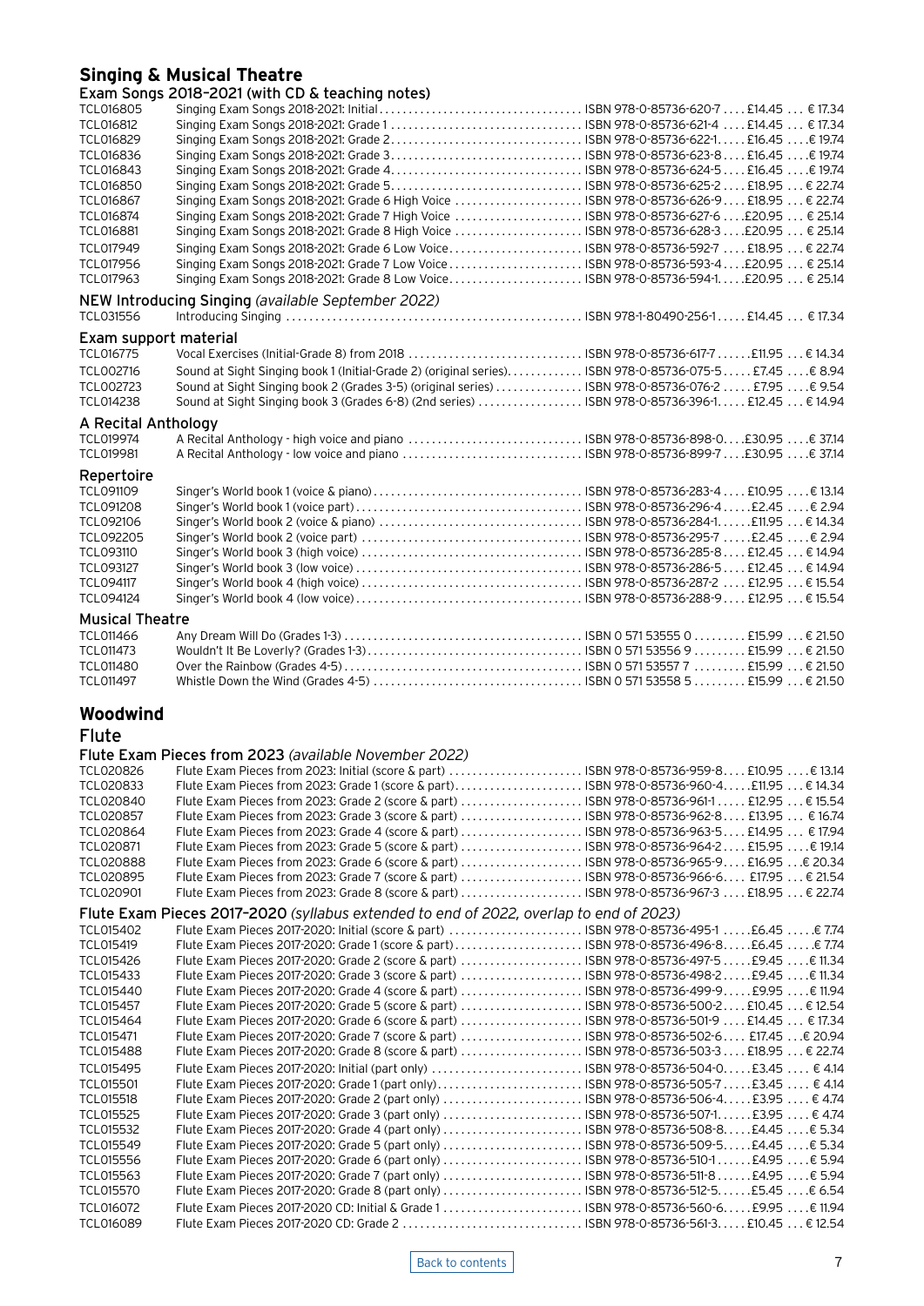# Singing & Musical Theatre

## Exam Songs 2018–2021 (with CD & teaching notes)

| | | | | |
|---|---|---|---|---|
| TCL016805 | Singing Exam Songs 2018-2021: Initial | ISBN 978-0-85736-620-7 | £14.45 | € 17.34 |
| TCL016812 | Singing Exam Songs 2018-2021: Grade 1 | ISBN 978-0-85736-621-4 | £14.45 | € 17.34 |
| TCL016829 | Singing Exam Songs 2018-2021: Grade 2 | ISBN 978-0-85736-622-1 | £16.45 | € 19.74 |
| TCL016836 | Singing Exam Songs 2018-2021: Grade 3 | ISBN 978-0-85736-623-8 | £16.45 | € 19.74 |
| TCL016843 | Singing Exam Songs 2018-2021: Grade 4 | ISBN 978-0-85736-624-5 | £16.45 | € 19.74 |
| TCL016850 | Singing Exam Songs 2018-2021: Grade 5 | ISBN 978-0-85736-625-2 | £18.95 | € 22.74 |
| TCL016867 | Singing Exam Songs 2018-2021: Grade 6 High Voice | ISBN 978-0-85736-626-9 | £18.95 | € 22.74 |
| TCL016874 | Singing Exam Songs 2018-2021: Grade 7 High Voice | ISBN 978-0-85736-627-6 | £20.95 | € 25.14 |
| TCL016881 | Singing Exam Songs 2018-2021: Grade 8 High Voice | ISBN 978-0-85736-628-3 | £20.95 | € 25.14 |
| TCL017949 | Singing Exam Songs 2018-2021: Grade 6 Low Voice | ISBN 978-0-85736-592-7 | £18.95 | € 22.74 |
| TCL017956 | Singing Exam Songs 2018-2021: Grade 7 Low Voice | ISBN 978-0-85736-593-4 | £20.95 | € 25.14 |
| TCL017963 | Singing Exam Songs 2018-2021: Grade 8 Low Voice | ISBN 978-0-85736-594-1 | £20.95 | € 25.14 |

## NEW Introducing Singing *(available September 2022)*

| | | | | |
|---|---|---|---|---|
| TCL031556 | Introducing Singing | ISBN 978-1-80490-256-1 | £14.45 | € 17.34 |

## Exam support material

| | | | | |
|---|---|---|---|---|
| TCL016775 | Vocal Exercises (Initial-Grade 8) from 2018 | ISBN 978-0-85736-617-7 | £11.95 | € 14.34 |
| TCL002716 | Sound at Sight Singing book 1 (Initial-Grade 2) (original series) | ISBN 978-0-85736-075-5 | £7.45 | € 8.94 |
| TCL002723 | Sound at Sight Singing book 2 (Grades 3-5) (original series) | ISBN 978-0-85736-076-2 | £7.95 | € 9.54 |
| TCL014238 | Sound at Sight Singing book 3 (Grades 6-8) (2nd series) | ISBN 978-0-85736-396-1 | £12.45 | € 14.94 |

## A Recital Anthology

| | | | | |
|---|---|---|---|---|
| TCL019974 | A Recital Anthology - high voice and piano | ISBN 978-0-85736-898-0 | £30.95 | € 37.14 |
| TCL019981 | A Recital Anthology - low voice and piano | ISBN 978-0-85736-899-7 | £30.95 | € 37.14 |

## Repertoire

| | | | | |
|---|---|---|---|---|
| TCL091109 | Singer's World book 1 (voice & piano) | ISBN 978-0-85736-283-4 | £10.95 | € 13.14 |
| TCL091208 | Singer's World book 1 (voice part) | ISBN 978-0-85736-296-4 | £2.45 | € 2.94 |
| TCL092106 | Singer's World book 2 (voice & piano) | ISBN 978-0-85736-284-1 | £11.95 | € 14.34 |
| TCL092205 | Singer's World book 2 (voice part) | ISBN 978-0-85736-295-7 | £2.45 | € 2.94 |
| TCL093110 | Singer's World book 3 (high voice) | ISBN 978-0-85736-285-8 | £12.45 | € 14.94 |
| TCL093127 | Singer's World book 3 (low voice) | ISBN 978-0-85736-286-5 | £12.45 | € 14.94 |
| TCL094117 | Singer's World book 4 (high voice) | ISBN 978-0-85736-287-2 | £12.95 | € 15.54 |
| TCL094124 | Singer's World book 4 (low voice) | ISBN 978-0-85736-288-9 | £12.95 | € 15.54 |

## Musical Theatre

| | | | | |
|---|---|---|---|---|
| TCL011466 | Any Dream Will Do (Grades 1-3) | ISBN 0 571 53555 0 | £15.99 | € 21.50 |
| TCL011473 | Wouldn't It Be Loverly? (Grades 1-3) | ISBN 0 571 53556 9 | £15.99 | € 21.50 |
| TCL011480 | Over the Rainbow (Grades 4-5) | ISBN 0 571 53557 7 | £15.99 | € 21.50 |
| TCL011497 | Whistle Down the Wind (Grades 4-5) | ISBN 0 571 53558 5 | £15.99 | € 21.50 |

# Woodwind

## Flute

### Flute Exam Pieces from 2023 *(available November 2022)*

| | | | | |
|---|---|---|---|---|
| TCL020826 | Flute Exam Pieces from 2023: Initial (score & part) | ISBN 978-0-85736-959-8 | £10.95 | € 13.14 |
| TCL020833 | Flute Exam Pieces from 2023: Grade 1 (score & part) | ISBN 978-0-85736-960-4 | £11.95 | € 14.34 |
| TCL020840 | Flute Exam Pieces from 2023: Grade 2 (score & part) | ISBN 978-0-85736-961-1 | £12.95 | € 15.54 |
| TCL020857 | Flute Exam Pieces from 2023: Grade 3 (score & part) | ISBN 978-0-85736-962-8 | £13.95 | € 16.74 |
| TCL020864 | Flute Exam Pieces from 2023: Grade 4 (score & part) | ISBN 978-0-85736-963-5 | £14.95 | € 17.94 |
| TCL020871 | Flute Exam Pieces from 2023: Grade 5 (score & part) | ISBN 978-0-85736-964-2 | £15.95 | € 19.14 |
| TCL020888 | Flute Exam Pieces from 2023: Grade 6 (score & part) | ISBN 978-0-85736-965-9 | £16.95 | € 20.34 |
| TCL020895 | Flute Exam Pieces from 2023: Grade 7 (score & part) | ISBN 978-0-85736-966-6 | £17.95 | € 21.54 |
| TCL020901 | Flute Exam Pieces from 2023: Grade 8 (score & part) | ISBN 978-0-85736-967-3 | £18.95 | € 22.74 |

### Flute Exam Pieces 2017–2020 *(syllabus extended to end of 2022, overlap to end of 2023)*

| | | | | |
|---|---|---|---|---|
| TCL015402 | Flute Exam Pieces 2017-2020: Initial (score & part) | ISBN 978-0-85736-495-1 | £6.45 | € 7.74 |
| TCL015419 | Flute Exam Pieces 2017-2020: Grade 1 (score & part) | ISBN 978-0-85736-496-8 | £6.45 | € 7.74 |
| TCL015426 | Flute Exam Pieces 2017-2020: Grade 2 (score & part) | ISBN 978-0-85736-497-5 | £9.45 | € 11.34 |
| TCL015433 | Flute Exam Pieces 2017-2020: Grade 3 (score & part) | ISBN 978-0-85736-498-2 | £9.45 | € 11.34 |
| TCL015440 | Flute Exam Pieces 2017-2020: Grade 4 (score & part) | ISBN 978-0-85736-499-9 | £9.95 | € 11.94 |
| TCL015457 | Flute Exam Pieces 2017-2020: Grade 5 (score & part) | ISBN 978-0-85736-500-2 | £10.45 | € 12.54 |
| TCL015464 | Flute Exam Pieces 2017-2020: Grade 6 (score & part) | ISBN 978-0-85736-501-9 | £14.45 | € 17.34 |
| TCL015471 | Flute Exam Pieces 2017-2020: Grade 7 (score & part) | ISBN 978-0-85736-502-6 | £17.45 | € 20.94 |
| TCL015488 | Flute Exam Pieces 2017-2020: Grade 8 (score & part) | ISBN 978-0-85736-503-3 | £18.95 | € 22.74 |
| TCL015495 | Flute Exam Pieces 2017-2020: Initial (part only) | ISBN 978-0-85736-504-0 | £3.45 | € 4.14 |
| TCL015501 | Flute Exam Pieces 2017-2020: Grade 1 (part only) | ISBN 978-0-85736-505-7 | £3.45 | € 4.14 |
| TCL015518 | Flute Exam Pieces 2017-2020: Grade 2 (part only) | ISBN 978-0-85736-506-4 | £3.95 | € 4.74 |
| TCL015525 | Flute Exam Pieces 2017-2020: Grade 3 (part only) | ISBN 978-0-85736-507-1 | £3.95 | € 4.74 |
| TCL015532 | Flute Exam Pieces 2017-2020: Grade 4 (part only) | ISBN 978-0-85736-508-8 | £4.45 | € 5.34 |
| TCL015549 | Flute Exam Pieces 2017-2020: Grade 5 (part only) | ISBN 978-0-85736-509-5 | £4.45 | € 5.34 |
| TCL015556 | Flute Exam Pieces 2017-2020: Grade 6 (part only) | ISBN 978-0-85736-510-1 | £4.95 | € 5.94 |
| TCL015563 | Flute Exam Pieces 2017-2020: Grade 7 (part only) | ISBN 978-0-85736-511-8 | £4.95 | € 5.94 |
| TCL015570 | Flute Exam Pieces 2017-2020: Grade 8 (part only) | ISBN 978-0-85736-512-5 | £5.45 | € 6.54 |
| TCL016072 | Flute Exam Pieces 2017-2020 CD: Initial & Grade 1 | ISBN 978-0-85736-560-6 | £9.95 | € 11.94 |
| TCL016089 | Flute Exam Pieces 2017-2020 CD: Grade 2 | ISBN 978-0-85736-561-3 | £10.45 | € 12.54 |

Back to contents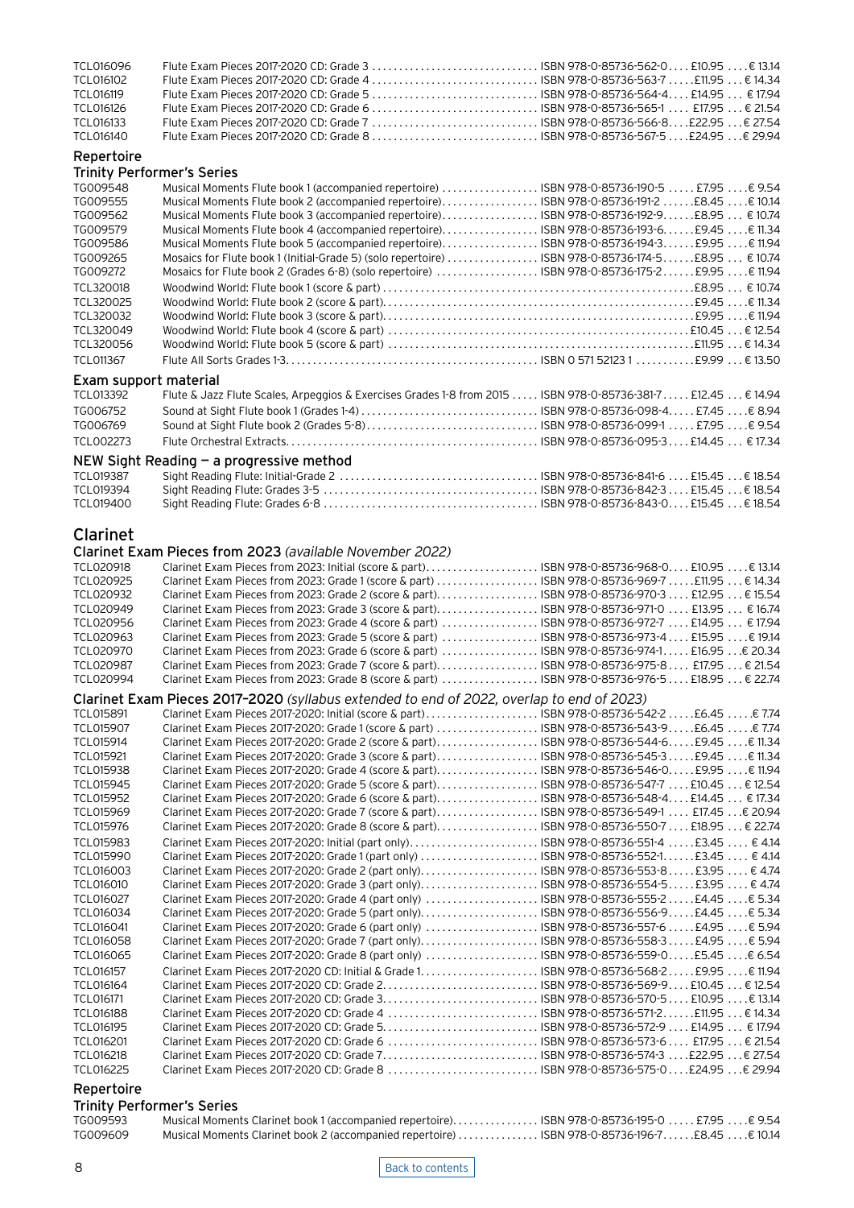| | | | | |
|---|---|---|---|---|
| TCL016096 | Flute Exam Pieces 2017-2020 CD: Grade 3 | ISBN 978-0-85736-562-0 | £10.95 | € 13.14 |
| TCL016102 | Flute Exam Pieces 2017-2020 CD: Grade 4 | ISBN 978-0-85736-563-7 | £11.95 | € 14.34 |
| TCL016119 | Flute Exam Pieces 2017-2020 CD: Grade 5 | ISBN 978-0-85736-564-4 | £14.95 | € 17.94 |
| TCL016126 | Flute Exam Pieces 2017-2020 CD: Grade 6 | ISBN 978-0-85736-565-1 | £17.95 | € 21.54 |
| TCL016133 | Flute Exam Pieces 2017-2020 CD: Grade 7 | ISBN 978-0-85736-566-8 | £22.95 | € 27.54 |
| TCL016140 | Flute Exam Pieces 2017-2020 CD: Grade 8 | ISBN 978-0-85736-567-5 | £24.95 | € 29.94 |

## Repertoire

### Trinity Performer's Series

| | | | | |
|---|---|---|---|---|
| TG009548 | Musical Moments Flute book 1 (accompanied repertoire) | ISBN 978-0-85736-190-5 | £7.95 | € 9.54 |
| TG009555 | Musical Moments Flute book 2 (accompanied repertoire) | ISBN 978-0-85736-191-2 | £8.45 | € 10.14 |
| TG009562 | Musical Moments Flute book 3 (accompanied repertoire) | ISBN 978-0-85736-192-9 | £8.95 | € 10.74 |
| TG009579 | Musical Moments Flute book 4 (accompanied repertoire) | ISBN 978-0-85736-193-6 | £9.45 | € 11.34 |
| TG009586 | Musical Moments Flute book 5 (accompanied repertoire) | ISBN 978-0-85736-194-3 | £9.95 | € 11.94 |
| TG009265 | Mosaics for Flute book 1 (Initial-Grade 5) (solo repertoire) | ISBN 978-0-85736-174-5 | £8.95 | € 10.74 |
| TG009272 | Mosaics for Flute book 2 (Grades 6-8) (solo repertoire) | ISBN 978-0-85736-175-2 | £9.95 | € 11.94 |
| TCL320018 | Woodwind World: Flute book 1 (score & part) | | £8.95 | € 10.74 |
| TCL320025 | Woodwind World: Flute book 2 (score & part) | | £9.45 | € 11.34 |
| TCL320032 | Woodwind World: Flute book 3 (score & part) | | £9.95 | € 11.94 |
| TCL320049 | Woodwind World: Flute book 4 (score & part) | | £10.45 | € 12.54 |
| TCL320056 | Woodwind World: Flute book 5 (score & part) | | £11.95 | € 14.34 |
| TCL011367 | Flute All Sorts Grades 1-3 | ISBN 0 571 52123 1 | £9.99 | € 13.50 |

### Exam support material

| | | | | |
|---|---|---|---|---|
| TCL013392 | Flute & Jazz Flute Scales, Arpeggios & Exercises Grades 1-8 from 2015 | ISBN 978-0-85736-381-7 | £12.45 | € 14.94 |
| TG006752 | Sound at Sight Flute book 1 (Grades 1-4) | ISBN 978-0-85736-098-4 | £7.45 | € 8.94 |
| TG006769 | Sound at Sight Flute book 2 (Grades 5-8) | ISBN 978-0-85736-099-1 | £7.95 | € 9.54 |
| TCL002273 | Flute Orchestral Extracts | ISBN 978-0-85736-095-3 | £14.45 | € 17.34 |

### NEW Sight Reading — a progressive method

| | | | | |
|---|---|---|---|---|
| TCL019387 | Sight Reading Flute: Initial-Grade 2 | ISBN 978-0-85736-841-6 | £15.45 | € 18.54 |
| TCL019394 | Sight Reading Flute: Grades 3-5 | ISBN 978-0-85736-842-3 | £15.45 | € 18.54 |
| TCL019400 | Sight Reading Flute: Grades 6-8 | ISBN 978-0-85736-843-0 | £15.45 | € 18.54 |

# Clarinet

### Clarinet Exam Pieces from 2023 *(available November 2022)*

| | | | | |
|---|---|---|---|---|
| TCL020918 | Clarinet Exam Pieces from 2023: Initial (score & part) | ISBN 978-0-85736-968-0 | £10.95 | € 13.14 |
| TCL020925 | Clarinet Exam Pieces from 2023: Grade 1 (score & part) | ISBN 978-0-85736-969-7 | £11.95 | € 14.34 |
| TCL020932 | Clarinet Exam Pieces from 2023: Grade 2 (score & part) | ISBN 978-0-85736-970-3 | £12.95 | € 15.54 |
| TCL020949 | Clarinet Exam Pieces from 2023: Grade 3 (score & part) | ISBN 978-0-85736-971-0 | £13.95 | € 16.74 |
| TCL020956 | Clarinet Exam Pieces from 2023: Grade 4 (score & part) | ISBN 978-0-85736-972-7 | £14.95 | € 17.94 |
| TCL020963 | Clarinet Exam Pieces from 2023: Grade 5 (score & part) | ISBN 978-0-85736-973-4 | £15.95 | € 19.14 |
| TCL020970 | Clarinet Exam Pieces from 2023: Grade 6 (score & part) | ISBN 978-0-85736-974-1 | £16.95 | € 20.34 |
| TCL020987 | Clarinet Exam Pieces from 2023: Grade 7 (score & part) | ISBN 978-0-85736-975-8 | £17.95 | € 21.54 |
| TCL020994 | Clarinet Exam Pieces from 2023: Grade 8 (score & part) | ISBN 978-0-85736-976-5 | £18.95 | € 22.74 |

### Clarinet Exam Pieces 2017–2020 *(syllabus extended to end of 2022, overlap to end of 2023)*

| | | | | |
|---|---|---|---|---|
| TCL015891 | Clarinet Exam Pieces 2017-2020: Initial (score & part) | ISBN 978-0-85736-542-2 | £6.45 | € 7.74 |
| TCL015907 | Clarinet Exam Pieces 2017-2020: Grade 1 (score & part) | ISBN 978-0-85736-543-9 | £6.45 | € 7.74 |
| TCL015914 | Clarinet Exam Pieces 2017-2020: Grade 2 (score & part) | ISBN 978-0-85736-544-6 | £9.45 | € 11.34 |
| TCL015921 | Clarinet Exam Pieces 2017-2020: Grade 3 (score & part) | ISBN 978-0-85736-545-3 | £9.45 | € 11.34 |
| TCL015938 | Clarinet Exam Pieces 2017-2020: Grade 4 (score & part) | ISBN 978-0-85736-546-0 | £9.95 | € 11.94 |
| TCL015945 | Clarinet Exam Pieces 2017-2020: Grade 5 (score & part) | ISBN 978-0-85736-547-7 | £10.45 | € 12.54 |
| TCL015952 | Clarinet Exam Pieces 2017-2020: Grade 6 (score & part) | ISBN 978-0-85736-548-4 | £14.45 | € 17.34 |
| TCL015969 | Clarinet Exam Pieces 2017-2020: Grade 7 (score & part) | ISBN 978-0-85736-549-1 | £17.45 | € 20.94 |
| TCL015976 | Clarinet Exam Pieces 2017-2020: Grade 8 (score & part) | ISBN 978-0-85736-550-7 | £18.95 | € 22.74 |
| TCL015983 | Clarinet Exam Pieces 2017-2020: Initial (part only) | ISBN 978-0-85736-551-4 | £3.45 | € 4.14 |
| TCL015990 | Clarinet Exam Pieces 2017-2020: Grade 1 (part only) | ISBN 978-0-85736-552-1 | £3.45 | € 4.14 |
| TCL016003 | Clarinet Exam Pieces 2017-2020: Grade 2 (part only) | ISBN 978-0-85736-553-8 | £3.95 | € 4.74 |
| TCL016010 | Clarinet Exam Pieces 2017-2020: Grade 3 (part only) | ISBN 978-0-85736-554-5 | £3.95 | € 4.74 |
| TCL016027 | Clarinet Exam Pieces 2017-2020: Grade 4 (part only) | ISBN 978-0-85736-555-2 | £4.45 | € 5.34 |
| TCL016034 | Clarinet Exam Pieces 2017-2020: Grade 5 (part only) | ISBN 978-0-85736-556-9 | £4.45 | € 5.34 |
| TCL016041 | Clarinet Exam Pieces 2017-2020: Grade 6 (part only) | ISBN 978-0-85736-557-6 | £4.95 | € 5.94 |
| TCL016058 | Clarinet Exam Pieces 2017-2020: Grade 7 (part only) | ISBN 978-0-85736-558-3 | £4.95 | € 5.94 |
| TCL016065 | Clarinet Exam Pieces 2017-2020: Grade 8 (part only) | ISBN 978-0-85736-559-0 | £5.45 | € 6.54 |
| TCL016157 | Clarinet Exam Pieces 2017-2020 CD: Initial & Grade 1 | ISBN 978-0-85736-568-2 | £9.95 | € 11.94 |
| TCL016164 | Clarinet Exam Pieces 2017-2020 CD: Grade 2 | ISBN 978-0-85736-569-9 | £10.45 | € 12.54 |
| TCL016171 | Clarinet Exam Pieces 2017-2020 CD: Grade 3 | ISBN 978-0-85736-570-5 | £10.95 | € 13.14 |
| TCL016188 | Clarinet Exam Pieces 2017-2020 CD: Grade 4 | ISBN 978-0-85736-571-2 | £11.95 | € 14.34 |
| TCL016195 | Clarinet Exam Pieces 2017-2020 CD: Grade 5 | ISBN 978-0-85736-572-9 | £14.95 | € 17.94 |
| TCL016201 | Clarinet Exam Pieces 2017-2020 CD: Grade 6 | ISBN 978-0-85736-573-6 | £17.95 | € 21.54 |
| TCL016218 | Clarinet Exam Pieces 2017-2020 CD: Grade 7 | ISBN 978-0-85736-574-3 | £22.95 | € 27.54 |
| TCL016225 | Clarinet Exam Pieces 2017-2020 CD: Grade 8 | ISBN 978-0-85736-575-0 | £24.95 | € 29.94 |

## Repertoire

### Trinity Performer's Series

| | | | | |
|---|---|---|---|---|
| TG009593 | Musical Moments Clarinet book 1 (accompanied repertoire) | ISBN 978-0-85736-195-0 | £7.95 | € 9.54 |
| TG009609 | Musical Moments Clarinet book 2 (accompanied repertoire) | ISBN 978-0-85736-196-7 | £8.45 | € 10.14 |

Back to contents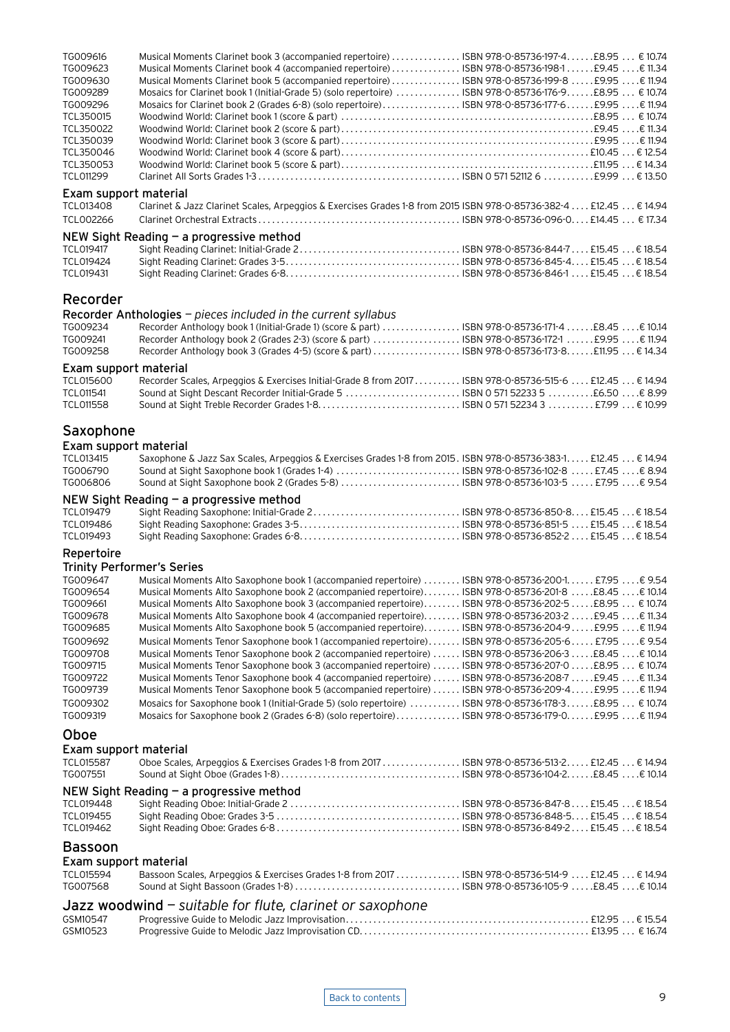| | | | | |
|---|---|---|---|---|
| TG009616 | Musical Moments Clarinet book 3 (accompanied repertoire) | ISBN 978-0-85736-197-4 | £8.95 | € 10.74 |
| TG009623 | Musical Moments Clarinet book 4 (accompanied repertoire) | ISBN 978-0-85736-198-1 | £9.45 | € 11.34 |
| TG009630 | Musical Moments Clarinet book 5 (accompanied repertoire) | ISBN 978-0-85736-199-8 | £9.95 | € 11.94 |
| TG009289 | Mosaics for Clarinet book 1 (Initial-Grade 5) (solo repertoire) | ISBN 978-0-85736-176-9 | £8.95 | € 10.74 |
| TG009296 | Mosaics for Clarinet book 2 (Grades 6-8) (solo repertoire) | ISBN 978-0-85736-177-6 | £9.95 | € 11.94 |
| TCL350015 | Woodwind World: Clarinet book 1 (score & part) | | £8.95 | € 10.74 |
| TCL350022 | Woodwind World: Clarinet book 2 (score & part) | | £9.45 | € 11.34 |
| TCL350039 | Woodwind World: Clarinet book 3 (score & part) | | £9.95 | € 11.94 |
| TCL350046 | Woodwind World: Clarinet book 4 (score & part) | | £10.45 | € 12.54 |
| TCL350053 | Woodwind World: Clarinet book 5 (score & part) | | £11.95 | € 14.34 |
| TCL011299 | Clarinet All Sorts Grades 1-3 | ISBN 0 571 52112 6 | £9.99 | € 13.50 |

### Exam support material

| | | | | |
|---|---|---|---|---|
| TCL013408 | Clarinet & Jazz Clarinet Scales, Arpeggios & Exercises Grades 1-8 from 2015 | ISBN 978-0-85736-382-4 | £12.45 | € 14.94 |
| TCL002266 | Clarinet Orchestral Extracts | ISBN 978-0-85736-096-0 | £14.45 | € 17.34 |

### NEW Sight Reading – a progressive method

| | | | | |
|---|---|---|---|---|
| TCL019417 | Sight Reading Clarinet: Initial-Grade 2 | ISBN 978-0-85736-844-7 | £15.45 | € 18.54 |
| TCL019424 | Sight Reading Clarinet: Grades 3-5 | ISBN 978-0-85736-845-4 | £15.45 | € 18.54 |
| TCL019431 | Sight Reading Clarinet: Grades 6-8 | ISBN 978-0-85736-846-1 | £15.45 | € 18.54 |

## Recorder

### Recorder Anthologies – *pieces included in the current syllabus*

| | | | | |
|---|---|---|---|---|
| TG009234 | Recorder Anthology book 1 (Initial-Grade 1) (score & part) | ISBN 978-0-85736-171-4 | £8.45 | € 10.14 |
| TG009241 | Recorder Anthology book 2 (Grades 2-3) (score & part) | ISBN 978-0-85736-172-1 | £9.95 | € 11.94 |
| TG009258 | Recorder Anthology book 3 (Grades 4-5) (score & part) | ISBN 978-0-85736-173-8 | £11.95 | € 14.34 |

### Exam support material

| | | | | |
|---|---|---|---|---|
| TCL015600 | Recorder Scales, Arpeggios & Exercises Initial-Grade 8 from 2017 | ISBN 978-0-85736-515-6 | £12.45 | € 14.94 |
| TCL011541 | Sound at Sight Descant Recorder Initial-Grade 5 | ISBN 0 571 52233 5 | £6.50 | € 8.99 |
| TCL011558 | Sound at Sight Treble Recorder Grades 1-8 | ISBN 0 571 52234 3 | £7.99 | € 10.99 |

## Saxophone

### Exam support material

| | | | | |
|---|---|---|---|---|
| TCL013415 | Saxophone & Jazz Sax Scales, Arpeggios & Exercises Grades 1-8 from 2015 | ISBN 978-0-85736-383-1 | £12.45 | € 14.94 |
| TG006790 | Sound at Sight Saxophone book 1 (Grades 1-4) | ISBN 978-0-85736-102-8 | £7.45 | € 8.94 |
| TG006806 | Sound at Sight Saxophone book 2 (Grades 5-8) | ISBN 978-0-85736-103-5 | £7.95 | € 9.54 |

### NEW Sight Reading – a progressive method

| | | | | |
|---|---|---|---|---|
| TCL019479 | Sight Reading Saxophone: Initial-Grade 2 | ISBN 978-0-85736-850-8 | £15.45 | € 18.54 |
| TCL019486 | Sight Reading Saxophone: Grades 3-5 | ISBN 978-0-85736-851-5 | £15.45 | € 18.54 |
| TCL019493 | Sight Reading Saxophone: Grades 6-8 | ISBN 978-0-85736-852-2 | £15.45 | € 18.54 |

### Repertoire

#### Trinity Performer's Series

| | | | | |
|---|---|---|---|---|
| TG009647 | Musical Moments Alto Saxophone book 1 (accompanied repertoire) | ISBN 978-0-85736-200-1 | £7.95 | € 9.54 |
| TG009654 | Musical Moments Alto Saxophone book 2 (accompanied repertoire) | ISBN 978-0-85736-201-8 | £8.45 | € 10.14 |
| TG009661 | Musical Moments Alto Saxophone book 3 (accompanied repertoire) | ISBN 978-0-85736-202-5 | £8.95 | € 10.74 |
| TG009678 | Musical Moments Alto Saxophone book 4 (accompanied repertoire) | ISBN 978-0-85736-203-2 | £9.45 | € 11.34 |
| TG009685 | Musical Moments Alto Saxophone book 5 (accompanied repertoire) | ISBN 978-0-85736-204-9 | £9.95 | € 11.94 |
| TG009692 | Musical Moments Tenor Saxophone book 1 (accompanied repertoire) | ISBN 978-0-85736-205-6 | £7.95 | € 9.54 |
| TG009708 | Musical Moments Tenor Saxophone book 2 (accompanied repertoire) | ISBN 978-0-85736-206-3 | £8.45 | € 10.14 |
| TG009715 | Musical Moments Tenor Saxophone book 3 (accompanied repertoire) | ISBN 978-0-85736-207-0 | £8.95 | € 10.74 |
| TG009722 | Musical Moments Tenor Saxophone book 4 (accompanied repertoire) | ISBN 978-0-85736-208-7 | £9.45 | € 11.34 |
| TG009739 | Musical Moments Tenor Saxophone book 5 (accompanied repertoire) | ISBN 978-0-85736-209-4 | £9.95 | € 11.94 |
| TG009302 | Mosaics for Saxophone book 1 (Initial-Grade 5) (solo repertoire) | ISBN 978-0-85736-178-3 | £8.95 | € 10.74 |
| TG009319 | Mosaics for Saxophone book 2 (Grades 6-8) (solo repertoire) | ISBN 978-0-85736-179-0 | £9.95 | € 11.94 |

## Oboe

### Exam support material

| | | | | |
|---|---|---|---|---|
| TCL015587 | Oboe Scales, Arpeggios & Exercises Grades 1-8 from 2017 | ISBN 978-0-85736-513-2 | £12.45 | € 14.94 |
| TG007551 | Sound at Sight Oboe (Grades 1-8) | ISBN 978-0-85736-104-2 | £8.45 | € 10.14 |

### NEW Sight Reading – a progressive method

| | | | | |
|---|---|---|---|---|
| TCL019448 | Sight Reading Oboe: Initial-Grade 2 | ISBN 978-0-85736-847-8 | £15.45 | € 18.54 |
| TCL019455 | Sight Reading Oboe: Grades 3-5 | ISBN 978-0-85736-848-5 | £15.45 | € 18.54 |
| TCL019462 | Sight Reading Oboe: Grades 6-8 | ISBN 978-0-85736-849-2 | £15.45 | € 18.54 |

## Bassoon

### Exam support material

| | | | | |
|---|---|---|---|---|
| TCL015594 | Bassoon Scales, Arpeggios & Exercises Grades 1-8 from 2017 | ISBN 978-0-85736-514-9 | £12.45 | € 14.94 |
| TG007568 | Sound at Sight Bassoon (Grades 1-8) | ISBN 978-0-85736-105-9 | £8.45 | € 10.14 |

## Jazz woodwind – *suitable for flute, clarinet or saxophone*

| | | | | |
|---|---|---|---|---|
| GSM10547 | Progressive Guide to Melodic Jazz Improvisation | | £12.95 | € 15.54 |
| GSM10523 | Progressive Guide to Melodic Jazz Improvisation CD | | £13.95 | € 16.74 |

Back to contents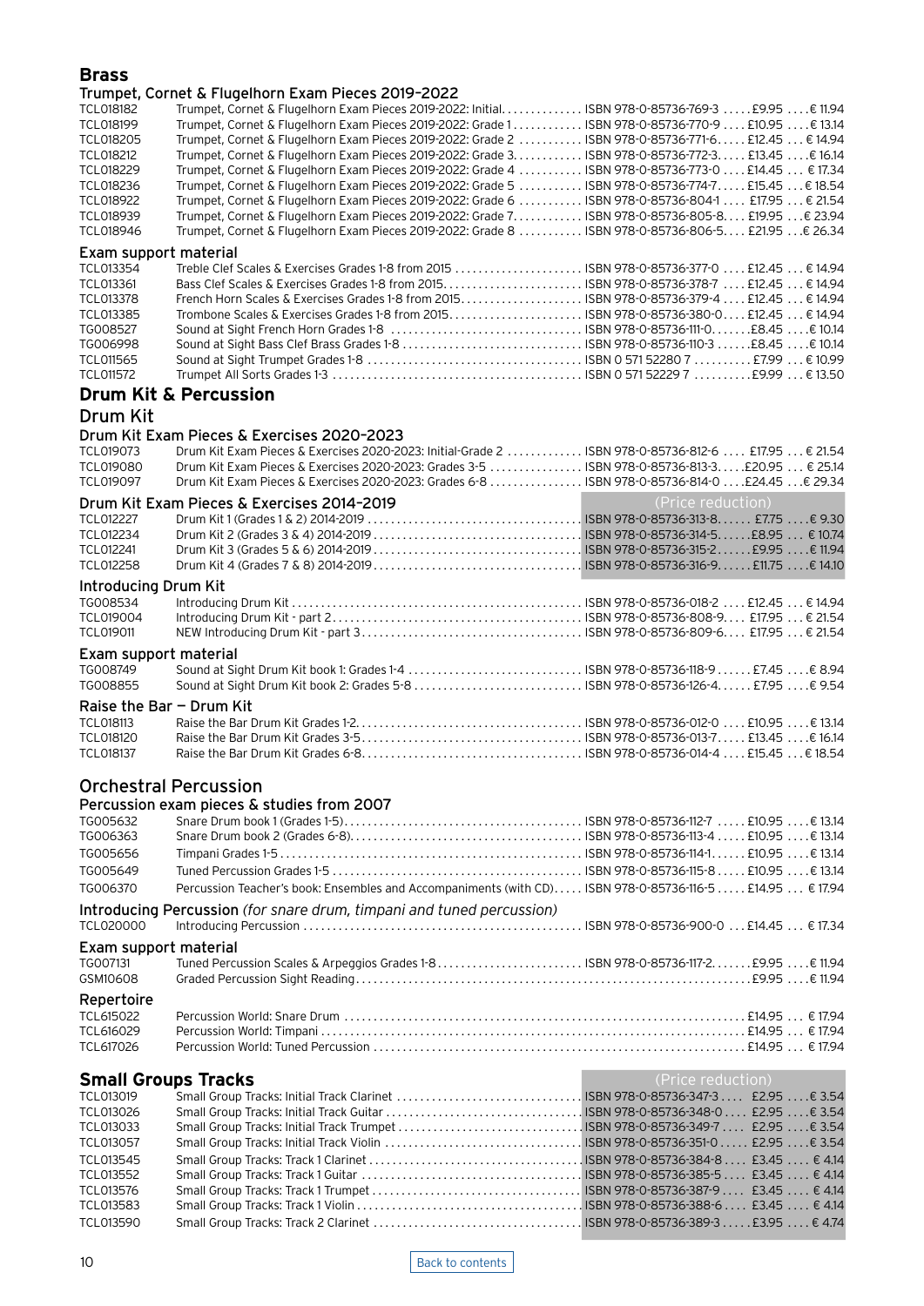## Brass

### Trumpet, Cornet & Flugelhorn Exam Pieces 2019–2022

| Code | Title | ISBN | £ | € |
|---|---|---|---|---|
| TCL018182 | Trumpet, Cornet & Flugelhorn Exam Pieces 2019-2022: Initial | ISBN 978-0-85736-769-3 | £9.95 | € 11.94 |
| TCL018199 | Trumpet, Cornet & Flugelhorn Exam Pieces 2019-2022: Grade 1 | ISBN 978-0-85736-770-9 | £10.95 | € 13.14 |
| TCL018205 | Trumpet, Cornet & Flugelhorn Exam Pieces 2019-2022: Grade 2 | ISBN 978-0-85736-771-6 | £12.45 | € 14.94 |
| TCL018212 | Trumpet, Cornet & Flugelhorn Exam Pieces 2019-2022: Grade 3 | ISBN 978-0-85736-772-3 | £13.45 | € 16.14 |
| TCL018229 | Trumpet, Cornet & Flugelhorn Exam Pieces 2019-2022: Grade 4 | ISBN 978-0-85736-773-0 | £14.45 | € 17.34 |
| TCL018236 | Trumpet, Cornet & Flugelhorn Exam Pieces 2019-2022: Grade 5 | ISBN 978-0-85736-774-7 | £15.45 | € 18.54 |
| TCL018922 | Trumpet, Cornet & Flugelhorn Exam Pieces 2019-2022: Grade 6 | ISBN 978-0-85736-804-1 | £17.95 | € 21.54 |
| TCL018939 | Trumpet, Cornet & Flugelhorn Exam Pieces 2019-2022: Grade 7 | ISBN 978-0-85736-805-8 | £19.95 | € 23.94 |
| TCL018946 | Trumpet, Cornet & Flugelhorn Exam Pieces 2019-2022: Grade 8 | ISBN 978-0-85736-806-5 | £21.95 | € 26.34 |

### Exam support material

| Code | Title | ISBN | £ | € |
|---|---|---|---|---|
| TCL013354 | Treble Clef Scales & Exercises Grades 1-8 from 2015 | ISBN 978-0-85736-377-0 | £12.45 | € 14.94 |
| TCL013361 | Bass Clef Scales & Exercises Grades 1-8 from 2015 | ISBN 978-0-85736-378-7 | £12.45 | € 14.94 |
| TCL013378 | French Horn Scales & Exercises Grades 1-8 from 2015 | ISBN 978-0-85736-379-4 | £12.45 | € 14.94 |
| TCL013385 | Trombone Scales & Exercises Grades 1-8 from 2015 | ISBN 978-0-85736-380-0 | £12.45 | € 14.94 |
| TG008527 | Sound at Sight French Horn Grades 1-8 | ISBN 978-0-85736-111-0 | £8.45 | € 10.14 |
| TG006998 | Sound at Sight Bass Clef Brass Grades 1-8 | ISBN 978-0-85736-110-3 | £8.45 | € 10.14 |
| TCL011565 | Sound at Sight Trumpet Grades 1-8 | ISBN 0 571 52280 7 | £7.99 | € 10.99 |
| TCL011572 | Trumpet All Sorts Grades 1-3 | ISBN 0 571 52229 7 | £9.99 | € 13.50 |

## Drum Kit & Percussion

### Drum Kit

#### Drum Kit Exam Pieces & Exercises 2020–2023

| Code | Title | ISBN | £ | € |
|---|---|---|---|---|
| TCL019073 | Drum Kit Exam Pieces & Exercises 2020-2023: Initial-Grade 2 | ISBN 978-0-85736-812-6 | £17.95 | € 21.54 |
| TCL019080 | Drum Kit Exam Pieces & Exercises 2020-2023: Grades 3-5 | ISBN 978-0-85736-813-3 | £20.95 | € 25.14 |
| TCL019097 | Drum Kit Exam Pieces & Exercises 2020-2023: Grades 6-8 | ISBN 978-0-85736-814-0 | £24.45 | € 29.34 |

#### Drum Kit Exam Pieces & Exercises 2014–2019

(Price reduction)

| Code | Title | ISBN | £ | € |
|---|---|---|---|---|
| TCL012227 | Drum Kit 1 (Grades 1 & 2) 2014-2019 | ISBN 978-0-85736-313-8 | £7.75 | € 9.30 |
| TCL012234 | Drum Kit 2 (Grades 3 & 4) 2014-2019 | ISBN 978-0-85736-314-5 | £8.95 | € 10.74 |
| TCL012241 | Drum Kit 3 (Grades 5 & 6) 2014-2019 | ISBN 978-0-85736-315-2 | £9.95 | € 11.94 |
| TCL012258 | Drum Kit 4 (Grades 7 & 8) 2014-2019 | ISBN 978-0-85736-316-9 | £11.75 | € 14.10 |

#### Introducing Drum Kit

| Code | Title | ISBN | £ | € |
|---|---|---|---|---|
| TG008534 | Introducing Drum Kit | ISBN 978-0-85736-018-2 | £12.45 | € 14.94 |
| TCL019004 | Introducing Drum Kit - part 2 | ISBN 978-0-85736-808-9 | £17.95 | € 21.54 |
| TCL019011 | NEW Introducing Drum Kit - part 3 | ISBN 978-0-85736-809-6 | £17.95 | € 21.54 |

#### Exam support material

| Code | Title | ISBN | £ | € |
|---|---|---|---|---|
| TG008749 | Sound at Sight Drum Kit book 1: Grades 1-4 | ISBN 978-0-85736-118-9 | £7.45 | € 8.94 |
| TG008855 | Sound at Sight Drum Kit book 2: Grades 5-8 | ISBN 978-0-85736-126-4 | £7.95 | € 9.54 |

#### Raise the Bar – Drum Kit

| Code | Title | ISBN | £ | € |
|---|---|---|---|---|
| TCL018113 | Raise the Bar Drum Kit Grades 1-2 | ISBN 978-0-85736-012-0 | £10.95 | € 13.14 |
| TCL018120 | Raise the Bar Drum Kit Grades 3-5 | ISBN 978-0-85736-013-7 | £13.45 | € 16.14 |
| TCL018137 | Raise the Bar Drum Kit Grades 6-8 | ISBN 978-0-85736-014-4 | £15.45 | € 18.54 |

### Orchestral Percussion

#### Percussion exam pieces & studies from 2007

| Code | Title | ISBN | £ | € |
|---|---|---|---|---|
| TG005632 | Snare Drum book 1 (Grades 1-5) | ISBN 978-0-85736-112-7 | £10.95 | € 13.14 |
| TG006363 | Snare Drum book 2 (Grades 6-8) | ISBN 978-0-85736-113-4 | £10.95 | € 13.14 |
| TG005656 | Timpani Grades 1-5 | ISBN 978-0-85736-114-1 | £10.95 | € 13.14 |
| TG005649 | Tuned Percussion Grades 1-5 | ISBN 978-0-85736-115-8 | £10.95 | € 13.14 |
| TG006370 | Percussion Teacher's book: Ensembles and Accompaniments (with CD) | ISBN 978-0-85736-116-5 | £14.95 | € 17.94 |

#### Introducing Percussion *(for snare drum, timpani and tuned percussion)*

| Code | Title | ISBN | £ | € |
|---|---|---|---|---|
| TCL020000 | Introducing Percussion | ISBN 978-0-85736-900-0 | £14.45 | € 17.34 |

#### Exam support material

| Code | Title | ISBN | £ | € |
|---|---|---|---|---|
| TG007131 | Tuned Percussion Scales & Arpeggios Grades 1-8 | ISBN 978-0-85736-117-2 | £9.95 | € 11.94 |
| GSM10608 | Graded Percussion Sight Reading | | £9.95 | € 11.94 |

#### Repertoire

| Code | Title | ISBN | £ | € |
|---|---|---|---|---|
| TCL615022 | Percussion World: Snare Drum | | £14.95 | € 17.94 |
| TCL616029 | Percussion World: Timpani | | £14.95 | € 17.94 |
| TCL617026 | Percussion World: Tuned Percussion | | £14.95 | € 17.94 |

## Small Groups Tracks

(Price reduction)

| Code | Title | ISBN | £ | € |
|---|---|---|---|---|
| TCL013019 | Small Group Tracks: Initial Track Clarinet | ISBN 978-0-85736-347-3 | £2.95 | € 3.54 |
| TCL013026 | Small Group Tracks: Initial Track Guitar | ISBN 978-0-85736-348-0 | £2.95 | € 3.54 |
| TCL013033 | Small Group Tracks: Initial Track Trumpet | ISBN 978-0-85736-349-7 | £2.95 | € 3.54 |
| TCL013057 | Small Group Tracks: Initial Track Violin | ISBN 978-0-85736-351-0 | £2.95 | € 3.54 |
| TCL013545 | Small Group Tracks: Track 1 Clarinet | ISBN 978-0-85736-384-8 | £3.45 | € 4.14 |
| TCL013552 | Small Group Tracks: Track 1 Guitar | ISBN 978-0-85736-385-5 | £3.45 | € 4.14 |
| TCL013576 | Small Group Tracks: Track 1 Trumpet | ISBN 978-0-85736-387-9 | £3.45 | € 4.14 |
| TCL013583 | Small Group Tracks: Track 1 Violin | ISBN 978-0-85736-388-6 | £3.45 | € 4.14 |
| TCL013590 | Small Group Tracks: Track 2 Clarinet | ISBN 978-0-85736-389-3 | £3.95 | € 4.74 |

Back to contents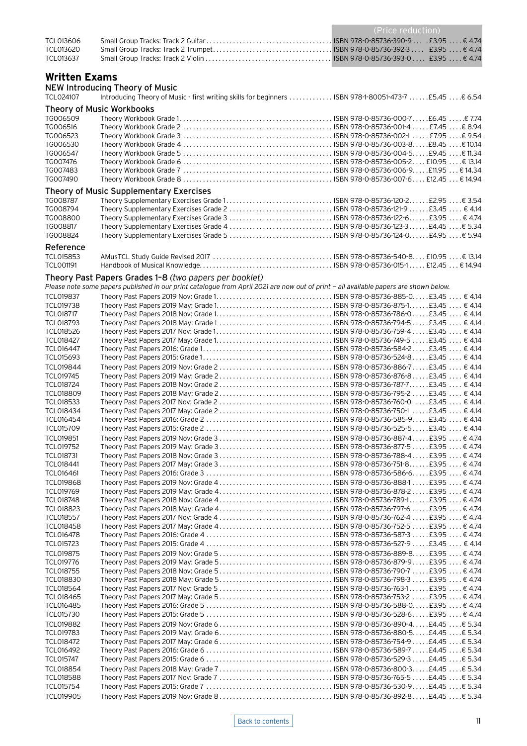| | | (Price reduction) | | |
|---|---|---|---|---|
| TCL013606 | Small Group Tracks: Track 2 Guitar | ISBN 978-0-85736-390-9 | £3.95 | € 4.74 |
| TCL013620 | Small Group Tracks: Track 2 Trumpet | ISBN 978-0-85736-392-3 | £3.95 | € 4.74 |
| TCL013637 | Small Group Tracks: Track 2 Violin | ISBN 978-0-85736-393-0 | £3.95 | € 4.74 |

## Written Exams

### NEW Introducing Theory of Music

| | | | | |
|---|---|---|---|---|
| TCL024107 | Introducing Theory of Music - first writing skills for beginners | ISBN 978-1-80051-473-7 | £5.45 | € 6.54 |

### Theory of Music Workbooks

| | | | | |
|---|---|---|---|---|
| TG006509 | Theory Workbook Grade 1 | ISBN 978-0-85736-000-7 | £6.45 | € 7.74 |
| TG006516 | Theory Workbook Grade 2 | ISBN 978-0-85736-001-4 | £7.45 | € 8.94 |
| TG006523 | Theory Workbook Grade 3 | ISBN 978-0-85736-002-1 | £7.95 | € 9.54 |
| TG006530 | Theory Workbook Grade 4 | ISBN 978-0-85736-003-8 | £8.45 | € 10.14 |
| TG006547 | Theory Workbook Grade 5 | ISBN 978-0-85736-004-5 | £9.45 | € 11.34 |
| TG007476 | Theory Workbook Grade 6 | ISBN 978-0-85736-005-2 | £10.95 | € 13.14 |
| TG007483 | Theory Workbook Grade 7 | ISBN 978-0-85736-006-9 | £11.95 | € 14.34 |
| TG007490 | Theory Workbook Grade 8 | ISBN 978-0-85736-007-6 | £12.45 | € 14.94 |

### Theory of Music Supplementary Exercises

| | | | | |
|---|---|---|---|---|
| TG008787 | Theory Supplementary Exercises Grade 1 | ISBN 978-0-85736-120-2 | £2.95 | € 3.54 |
| TG008794 | Theory Supplementary Exercises Grade 2 | ISBN 978-0-85736-121-9 | £3.45 | € 4.14 |
| TG008800 | Theory Supplementary Exercises Grade 3 | ISBN 978-0-85736-122-6 | £3.95 | € 4.74 |
| TG008817 | Theory Supplementary Exercises Grade 4 | ISBN 978-0-85736-123-3 | £4.45 | € 5.34 |
| TG008824 | Theory Supplementary Exercises Grade 5 | ISBN 978-0-85736-124-0 | £4.95 | € 5.94 |

### Reference

| | | | | |
|---|---|---|---|---|
| TCL015853 | AMusTCL Study Guide Revised 2017 | ISBN 978-0-85736-540-8 | £10.95 | € 13.14 |
| TCL001191 | Handbook of Musical Knowledge | ISBN 978-0-85736-015-1 | £12.45 | € 14.94 |

### Theory Past Papers Grades 1–8 *(two papers per booklet)*

*Please note some papers published in our print catalogue from April 2021 are now out of print – all available papers are shown below.*

| | | | | |
|---|---|---|---|---|
| TCL019837 | Theory Past Papers 2019 Nov: Grade 1 | ISBN 978-0-85736-885-0 | £3.45 | € 4.14 |
| TCL019738 | Theory Past Papers 2019 May: Grade 1 | ISBN 978-0-85736-875-1 | £3.45 | € 4.14 |
| TCL018717 | Theory Past Papers 2018 Nov: Grade 1 | ISBN 978-0-85736-786-0 | £3.45 | € 4.14 |
| TCL018793 | Theory Past Papers 2018 May: Grade 1 | ISBN 978-0-85736-794-5 | £3.45 | € 4.14 |
| TCL018526 | Theory Past Papers 2017 Nov: Grade 1 | ISBN 978-0-85736-759-4 | £3.45 | € 4.14 |
| TCL018427 | Theory Past Papers 2017 May: Grade 1 | ISBN 978-0-85736-749-5 | £3.45 | € 4.14 |
| TCL016447 | Theory Past Papers 2016: Grade 1 | ISBN 978-0-85736-584-2 | £3.45 | € 4.14 |
| TCL015693 | Theory Past Papers 2015: Grade 1 | ISBN 978-0-85736-524-8 | £3.45 | € 4.14 |
| TCL019844 | Theory Past Papers 2019 Nov: Grade 2 | ISBN 978-0-85736-886-7 | £3.45 | € 4.14 |
| TCL019745 | Theory Past Papers 2019 May: Grade 2 | ISBN 978-0-85736-876-8 | £3.45 | € 4.14 |
| TCL018724 | Theory Past Papers 2018 Nov: Grade 2 | ISBN 978-0-85736-787-7 | £3.45 | € 4.14 |
| TCL018809 | Theory Past Papers 2018 May: Grade 2 | ISBN 978-0-85736-795-2 | £3.45 | € 4.14 |
| TCL018533 | Theory Past Papers 2017 Nov: Grade 2 | ISBN 978-0-85736-760-0 | £3.45 | € 4.14 |
| TCL018434 | Theory Past Papers 2017 May: Grade 2 | ISBN 978-0-85736-750-1 | £3.45 | € 4.14 |
| TCL016454 | Theory Past Papers 2016: Grade 2 | ISBN 978-0-85736-585-9 | £3.45 | € 4.14 |
| TCL015709 | Theory Past Papers 2015: Grade 2 | ISBN 978-0-85736-525-5 | £3.45 | € 4.14 |
| TCL019851 | Theory Past Papers 2019 Nov: Grade 3 | ISBN 978-0-85736-887-4 | £3.95 | € 4.74 |
| TCL019752 | Theory Past Papers 2019 May: Grade 3 | ISBN 978-0-85736-877-5 | £3.95 | € 4.74 |
| TCL018731 | Theory Past Papers 2018 Nov: Grade 3 | ISBN 978-0-85736-788-4 | £3.95 | € 4.74 |
| TCL018441 | Theory Past Papers 2017 May: Grade 3 | ISBN 978-0-85736-751-8 | £3.95 | € 4.74 |
| TCL016461 | Theory Past Papers 2016: Grade 3 | ISBN 978-0-85736-586-6 | £3.95 | € 4.74 |
| TCL019868 | Theory Past Papers 2019 Nov: Grade 4 | ISBN 978-0-85736-888-1 | £3.95 | € 4.74 |
| TCL019769 | Theory Past Papers 2019 May: Grade 4 | ISBN 978-0-85736-878-2 | £3.95 | € 4.74 |
| TCL018748 | Theory Past Papers 2018 Nov: Grade 4 | ISBN 978-0-85736-789-1 | £3.95 | € 4.74 |
| TCL018823 | Theory Past Papers 2018 May: Grade 4 | ISBN 978-0-85736-797-6 | £3.95 | € 4.74 |
| TCL018557 | Theory Past Papers 2017 Nov: Grade 4 | ISBN 978-0-85736-762-4 | £3.95 | € 4.74 |
| TCL018458 | Theory Past Papers 2017 May: Grade 4 | ISBN 978-0-85736-752-5 | £3.95 | € 4.74 |
| TCL016478 | Theory Past Papers 2016: Grade 4 | ISBN 978-0-85736-587-3 | £3.95 | € 4.74 |
| TCL015723 | Theory Past Papers 2015: Grade 4 | ISBN 978-0-85736-527-9 | £3.45 | € 4.14 |
| TCL019875 | Theory Past Papers 2019 Nov: Grade 5 | ISBN 978-0-85736-889-8 | £3.95 | € 4.74 |
| TCL019776 | Theory Past Papers 2019 May: Grade 5 | ISBN 978-0-85736-879-9 | £3.95 | € 4.74 |
| TCL018755 | Theory Past Papers 2018 Nov: Grade 5 | ISBN 978-0-85736-790-7 | £3.95 | € 4.74 |
| TCL018830 | Theory Past Papers 2018 May: Grade 5 | ISBN 978-0-85736-798-3 | £3.95 | € 4.74 |
| TCL018564 | Theory Past Papers 2017 Nov: Grade 5 | ISBN 978-0-85736-763-1 | £3.95 | € 4.74 |
| TCL018465 | Theory Past Papers 2017 May: Grade 5 | ISBN 978-0-85736-753-2 | £3.95 | € 4.74 |
| TCL016485 | Theory Past Papers 2016: Grade 5 | ISBN 978-0-85736-588-0 | £3.95 | € 4.74 |
| TCL015730 | Theory Past Papers 2015: Grade 5 | ISBN 978-0-85736-528-6 | £3.95 | € 4.74 |
| TCL019882 | Theory Past Papers 2019 Nov: Grade 6 | ISBN 978-0-85736-890-4 | £4.45 | € 5.34 |
| TCL019783 | Theory Past Papers 2019 May: Grade 6 | ISBN 978-0-85736-880-5 | £4.45 | € 5.34 |
| TCL018472 | Theory Past Papers 2017 May: Grade 6 | ISBN 978-0-85736-754-9 | £4.45 | € 5.34 |
| TCL016492 | Theory Past Papers 2016: Grade 6 | ISBN 978-0-85736-589-7 | £4.45 | € 5.34 |
| TCL015747 | Theory Past Papers 2015: Grade 6 | ISBN 978-0-85736-529-3 | £4.45 | € 5.34 |
| TCL018854 | Theory Past Papers 2018 May: Grade 7 | ISBN 978-0-85736-800-3 | £4.45 | € 5.34 |
| TCL018588 | Theory Past Papers 2017 Nov: Grade 7 | ISBN 978-0-85736-765-5 | £4.45 | € 5.34 |
| TCL015754 | Theory Past Papers 2015: Grade 7 | ISBN 978-0-85736-530-9 | £4.45 | € 5.34 |
| TCL019905 | Theory Past Papers 2019 Nov: Grade 8 | ISBN 978-0-85736-892-8 | £4.45 | € 5.34 |

Back to contents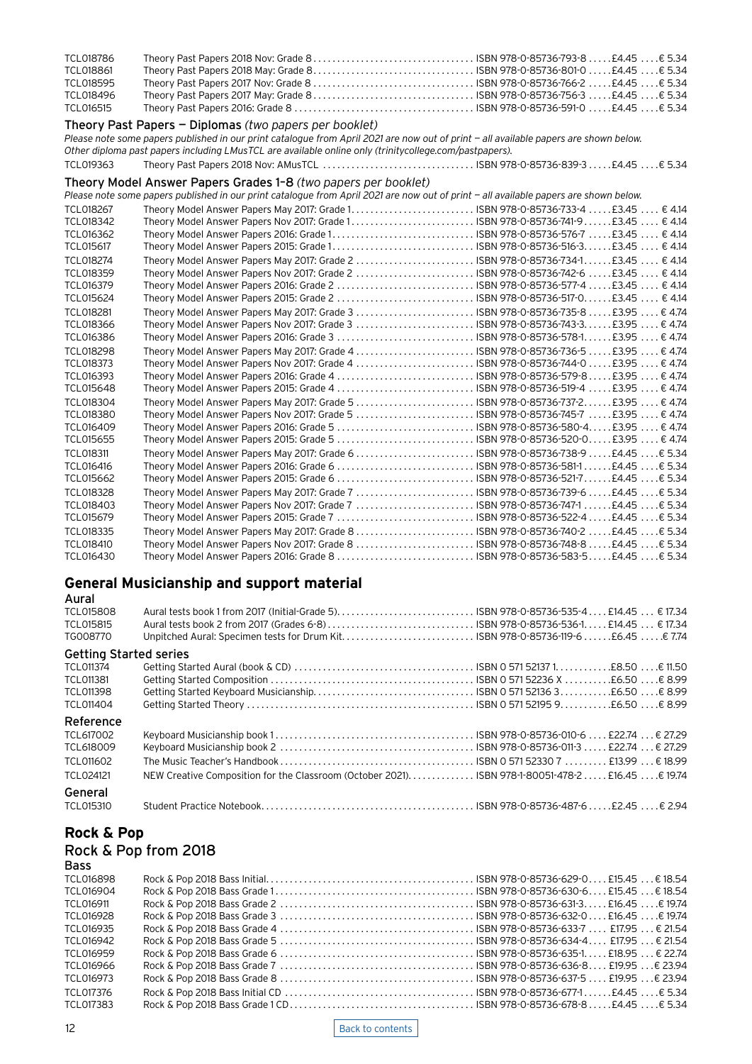| | | | | |
|---|---|---|---|---|
| TCL018786 | Theory Past Papers 2018 Nov: Grade 8 | ISBN 978-0-85736-793-8 | £4.45 | € 5.34 |
| TCL018861 | Theory Past Papers 2018 May: Grade 8 | ISBN 978-0-85736-801-0 | £4.45 | € 5.34 |
| TCL018595 | Theory Past Papers 2017 Nov: Grade 8 | ISBN 978-0-85736-766-2 | £4.45 | € 5.34 |
| TCL018496 | Theory Past Papers 2017 May: Grade 8 | ISBN 978-0-85736-756-3 | £4.45 | € 5.34 |
| TCL016515 | Theory Past Papers 2016: Grade 8 | ISBN 978-0-85736-591-0 | £4.45 | € 5.34 |

### Theory Past Papers – Diplomas *(two papers per booklet)*

*Please note some papers published in our print catalogue from April 2021 are now out of print – all available papers are shown below. Other diploma past papers including LMusTCL are available online only (trinitycollege.com/pastpapers).*

| | | | | |
|---|---|---|---|---|
| TCL019363 | Theory Past Papers 2018 Nov: AMusTCL | ISBN 978-0-85736-839-3 | £4.45 | € 5.34 |

### Theory Model Answer Papers Grades 1–8 *(two papers per booklet)*

*Please note some papers published in our print catalogue from April 2021 are now out of print – all available papers are shown below.*

| | | | | |
|---|---|---|---|---|
| TCL018267 | Theory Model Answer Papers May 2017: Grade 1 | ISBN 978-0-85736-733-4 | £3.45 | € 4.14 |
| TCL018342 | Theory Model Answer Papers Nov 2017: Grade 1 | ISBN 978-0-85736-741-9 | £3.45 | € 4.14 |
| TCL016362 | Theory Model Answer Papers 2016: Grade 1 | ISBN 978-0-85736-576-7 | £3.45 | € 4.14 |
| TCL015617 | Theory Model Answer Papers 2015: Grade 1 | ISBN 978-0-85736-516-3 | £3.45 | € 4.14 |
| TCL018274 | Theory Model Answer Papers May 2017: Grade 2 | ISBN 978-0-85736-734-1 | £3.45 | € 4.14 |
| TCL018359 | Theory Model Answer Papers Nov 2017: Grade 2 | ISBN 978-0-85736-742-6 | £3.45 | € 4.14 |
| TCL016379 | Theory Model Answer Papers 2016: Grade 2 | ISBN 978-0-85736-577-4 | £3.45 | € 4.14 |
| TCL015624 | Theory Model Answer Papers 2015: Grade 2 | ISBN 978-0-85736-517-0 | £3.45 | € 4.14 |
| TCL018281 | Theory Model Answer Papers May 2017: Grade 3 | ISBN 978-0-85736-735-8 | £3.95 | € 4.74 |
| TCL018366 | Theory Model Answer Papers Nov 2017: Grade 3 | ISBN 978-0-85736-743-3 | £3.95 | € 4.74 |
| TCL016386 | Theory Model Answer Papers 2016: Grade 3 | ISBN 978-0-85736-578-1 | £3.95 | € 4.74 |
| TCL018298 | Theory Model Answer Papers May 2017: Grade 4 | ISBN 978-0-85736-736-5 | £3.95 | € 4.74 |
| TCL018373 | Theory Model Answer Papers Nov 2017: Grade 4 | ISBN 978-0-85736-744-0 | £3.95 | € 4.74 |
| TCL016393 | Theory Model Answer Papers 2016: Grade 4 | ISBN 978-0-85736-579-8 | £3.95 | € 4.74 |
| TCL015648 | Theory Model Answer Papers 2015: Grade 4 | ISBN 978-0-85736-519-4 | £3.95 | € 4.74 |
| TCL018304 | Theory Model Answer Papers May 2017: Grade 5 | ISBN 978-0-85736-737-2 | £3.95 | € 4.74 |
| TCL018380 | Theory Model Answer Papers Nov 2017: Grade 5 | ISBN 978-0-85736-745-7 | £3.95 | € 4.74 |
| TCL016409 | Theory Model Answer Papers 2016: Grade 5 | ISBN 978-0-85736-580-4 | £3.95 | € 4.74 |
| TCL015655 | Theory Model Answer Papers 2015: Grade 5 | ISBN 978-0-85736-520-0 | £3.95 | € 4.74 |
| TCL018311 | Theory Model Answer Papers May 2017: Grade 6 | ISBN 978-0-85736-738-9 | £4.45 | € 5.34 |
| TCL016416 | Theory Model Answer Papers 2016: Grade 6 | ISBN 978-0-85736-581-1 | £4.45 | € 5.34 |
| TCL015662 | Theory Model Answer Papers 2015: Grade 6 | ISBN 978-0-85736-521-7 | £4.45 | € 5.34 |
| TCL018328 | Theory Model Answer Papers May 2017: Grade 7 | ISBN 978-0-85736-739-6 | £4.45 | € 5.34 |
| TCL018403 | Theory Model Answer Papers Nov 2017: Grade 7 | ISBN 978-0-85736-747-1 | £4.45 | € 5.34 |
| TCL015679 | Theory Model Answer Papers 2015: Grade 7 | ISBN 978-0-85736-522-4 | £4.45 | € 5.34 |
| TCL018335 | Theory Model Answer Papers May 2017: Grade 8 | ISBN 978-0-85736-740-2 | £4.45 | € 5.34 |
| TCL018410 | Theory Model Answer Papers Nov 2017: Grade 8 | ISBN 978-0-85736-748-8 | £4.45 | € 5.34 |
| TCL016430 | Theory Model Answer Papers 2016: Grade 8 | ISBN 978-0-85736-583-5 | £4.45 | € 5.34 |

## General Musicianship and support material

### Aural

| | | | | |
|---|---|---|---|---|
| TCL015808 | Aural tests book 1 from 2017 (Initial-Grade 5) | ISBN 978-0-85736-535-4 | £14.45 | € 17.34 |
| TCL015815 | Aural tests book 2 from 2017 (Grades 6-8) | ISBN 978-0-85736-536-1 | £14.45 | € 17.34 |
| TG008770 | Unpitched Aural: Specimen tests for Drum Kit | ISBN 978-0-85736-119-6 | £6.45 | € 7.74 |

### Getting Started series

| | | | | |
|---|---|---|---|---|
| TCL011374 | Getting Started Aural (book & CD) | ISBN 0 571 52137 1 | £8.50 | € 11.50 |
| TCL011381 | Getting Started Composition | ISBN 0 571 52236 X | £6.50 | € 8.99 |
| TCL011398 | Getting Started Keyboard Musicianship | ISBN 0 571 52136 3 | £6.50 | € 8.99 |
| TCL011404 | Getting Started Theory | ISBN 0 571 52195 9 | £6.50 | € 8.99 |

### Reference

| | | | | |
|---|---|---|---|---|
| TCL617002 | Keyboard Musicianship book 1 | ISBN 978-0-85736-010-6 | £22.74 | € 27.29 |
| TCL618009 | Keyboard Musicianship book 2 | ISBN 978-0-85736-011-3 | £22.74 | € 27.29 |
| TCL011602 | The Music Teacher's Handbook | ISBN 0 571 52330 7 | £13.99 | € 18.99 |
| TCL024121 | NEW Creative Composition for the Classroom (October 2021) | ISBN 978-1-80051-478-2 | £16.45 | € 19.74 |

### General

| | | | | |
|---|---|---|---|---|
| TCL015310 | Student Practice Notebook | ISBN 978-0-85736-487-6 | £2.45 | € 2.94 |

## Rock & Pop

### Rock & Pop from 2018

#### Bass

| | | | | |
|---|---|---|---|---|
| TCL016898 | Rock & Pop 2018 Bass Initial | ISBN 978-0-85736-629-0 | £15.45 | € 18.54 |
| TCL016904 | Rock & Pop 2018 Bass Grade 1 | ISBN 978-0-85736-630-6 | £15.45 | € 18.54 |
| TCL016911 | Rock & Pop 2018 Bass Grade 2 | ISBN 978-0-85736-631-3 | £16.45 | € 19.74 |
| TCL016928 | Rock & Pop 2018 Bass Grade 3 | ISBN 978-0-85736-632-0 | £16.45 | € 19.74 |
| TCL016935 | Rock & Pop 2018 Bass Grade 4 | ISBN 978-0-85736-633-7 | £17.95 | € 21.54 |
| TCL016942 | Rock & Pop 2018 Bass Grade 5 | ISBN 978-0-85736-634-4 | £17.95 | € 21.54 |
| TCL016959 | Rock & Pop 2018 Bass Grade 6 | ISBN 978-0-85736-635-1 | £18.95 | € 22.74 |
| TCL016966 | Rock & Pop 2018 Bass Grade 7 | ISBN 978-0-85736-636-8 | £19.95 | € 23.94 |
| TCL016973 | Rock & Pop 2018 Bass Grade 8 | ISBN 978-0-85736-637-5 | £19.95 | € 23.94 |
| TCL017376 | Rock & Pop 2018 Bass Initial CD | ISBN 978-0-85736-677-1 | £4.45 | € 5.34 |
| TCL017383 | Rock & Pop 2018 Bass Grade 1 CD | ISBN 978-0-85736-678-8 | £4.45 | € 5.34 |

Back to contents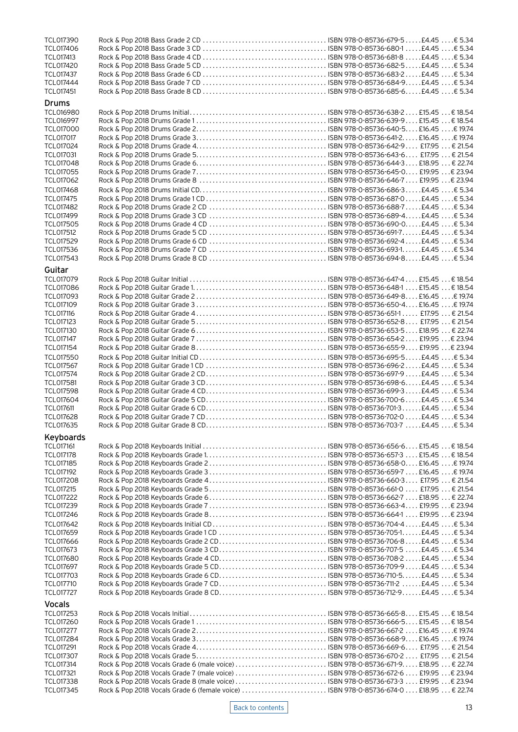| | | | | |
|---|---|---|---|---|
| TCL017390 | Rock & Pop 2018 Bass Grade 2 CD | ISBN 978-0-85736-679-5 | £4.45 | € 5.34 |
| TCL017406 | Rock & Pop 2018 Bass Grade 3 CD | ISBN 978-0-85736-680-1 | £4.45 | € 5.34 |
| TCL017413 | Rock & Pop 2018 Bass Grade 4 CD | ISBN 978-0-85736-681-8 | £4.45 | € 5.34 |
| TCL017420 | Rock & Pop 2018 Bass Grade 5 CD | ISBN 978-0-85736-682-5 | £4.45 | € 5.34 |
| TCL017437 | Rock & Pop 2018 Bass Grade 6 CD | ISBN 978-0-85736-683-2 | £4.45 | € 5.34 |
| TCL017444 | Rock & Pop 2018 Bass Grade 7 CD | ISBN 978-0-85736-684-9 | £4.45 | € 5.34 |
| TCL017451 | Rock & Pop 2018 Bass Grade 8 CD | ISBN 978-0-85736-685-6 | £4.45 | € 5.34 |

## Drums

| | | | | |
|---|---|---|---|---|
| TCL016980 | Rock & Pop 2018 Drums Initial | ISBN 978-0-85736-638-2 | £15.45 | € 18.54 |
| TCL016997 | Rock & Pop 2018 Drums Grade 1 | ISBN 978-0-85736-639-9 | £15.45 | € 18.54 |
| TCL017000 | Rock & Pop 2018 Drums Grade 2 | ISBN 978-0-85736-640-5 | £16.45 | € 19.74 |
| TCL017017 | Rock & Pop 2018 Drums Grade 3 | ISBN 978-0-85736-641-2 | £16.45 | € 19.74 |
| TCL017024 | Rock & Pop 2018 Drums Grade 4 | ISBN 978-0-85736-642-9 | £17.95 | € 21.54 |
| TCL017031 | Rock & Pop 2018 Drums Grade 5 | ISBN 978-0-85736-643-6 | £17.95 | € 21.54 |
| TCL017048 | Rock & Pop 2018 Drums Grade 6 | ISBN 978-0-85736-644-3 | £18.95 | € 22.74 |
| TCL017055 | Rock & Pop 2018 Drums Grade 7 | ISBN 978-0-85736-645-0 | £19.95 | € 23.94 |
| TCL017062 | Rock & Pop 2018 Drums Grade 8 | ISBN 978-0-85736-646-7 | £19.95 | € 23.94 |
| TCL017468 | Rock & Pop 2018 Drums Initial CD | ISBN 978-0-85736-686-3 | £4.45 | € 5.34 |
| TCL017475 | Rock & Pop 2018 Drums Grade 1 CD | ISBN 978-0-85736-687-0 | £4.45 | € 5.34 |
| TCL017482 | Rock & Pop 2018 Drums Grade 2 CD | ISBN 978-0-85736-688-7 | £4.45 | € 5.34 |
| TCL017499 | Rock & Pop 2018 Drums Grade 3 CD | ISBN 978-0-85736-689-4 | £4.45 | € 5.34 |
| TCL017505 | Rock & Pop 2018 Drums Grade 4 CD | ISBN 978-0-85736-690-0 | £4.45 | € 5.34 |
| TCL017512 | Rock & Pop 2018 Drums Grade 5 CD | ISBN 978-0-85736-691-7 | £4.45 | € 5.34 |
| TCL017529 | Rock & Pop 2018 Drums Grade 6 CD | ISBN 978-0-85736-692-4 | £4.45 | € 5.34 |
| TCL017536 | Rock & Pop 2018 Drums Grade 7 CD | ISBN 978-0-85736-693-1 | £4.45 | € 5.34 |
| TCL017543 | Rock & Pop 2018 Drums Grade 8 CD | ISBN 978-0-85736-694-8 | £4.45 | € 5.34 |

## Guitar

| | | | | |
|---|---|---|---|---|
| TCL017079 | Rock & Pop 2018 Guitar Initial | ISBN 978-0-85736-647-4 | £15.45 | € 18.54 |
| TCL017086 | Rock & Pop 2018 Guitar Grade 1 | ISBN 978-0-85736-648-1 | £15.45 | € 18.54 |
| TCL017093 | Rock & Pop 2018 Guitar Grade 2 | ISBN 978-0-85736-649-8 | £16.45 | € 19.74 |
| TCL017109 | Rock & Pop 2018 Guitar Grade 3 | ISBN 978-0-85736-650-4 | £16.45 | € 19.74 |
| TCL017116 | Rock & Pop 2018 Guitar Grade 4 | ISBN 978-0-85736-651-1 | £17.95 | € 21.54 |
| TCL017123 | Rock & Pop 2018 Guitar Grade 5 | ISBN 978-0-85736-652-8 | £17.95 | € 21.54 |
| TCL017130 | Rock & Pop 2018 Guitar Grade 6 | ISBN 978-0-85736-653-5 | £18.95 | € 22.74 |
| TCL017147 | Rock & Pop 2018 Guitar Grade 7 | ISBN 978-0-85736-654-2 | £19.95 | € 23.94 |
| TCL017154 | Rock & Pop 2018 Guitar Grade 8 | ISBN 978-0-85736-655-9 | £19.95 | € 23.94 |
| TCL017550 | Rock & Pop 2018 Guitar Initial CD | ISBN 978-0-85736-695-5 | £4.45 | € 5.34 |
| TCL017567 | Rock & Pop 2018 Guitar Grade 1 CD | ISBN 978-0-85736-696-2 | £4.45 | € 5.34 |
| TCL017574 | Rock & Pop 2018 Guitar Grade 2 CD | ISBN 978-0-85736-697-9 | £4.45 | € 5.34 |
| TCL017581 | Rock & Pop 2018 Guitar Grade 3 CD | ISBN 978-0-85736-698-6 | £4.45 | € 5.34 |
| TCL017598 | Rock & Pop 2018 Guitar Grade 4 CD | ISBN 978-0-85736-699-3 | £4.45 | € 5.34 |
| TCL017604 | Rock & Pop 2018 Guitar Grade 5 CD | ISBN 978-0-85736-700-6 | £4.45 | € 5.34 |
| TCL017611 | Rock & Pop 2018 Guitar Grade 6 CD | ISBN 978-0-85736-701-3 | £4.45 | € 5.34 |
| TCL017628 | Rock & Pop 2018 Guitar Grade 7 CD | ISBN 978-0-85736-702-0 | £4.45 | € 5.34 |
| TCL017635 | Rock & Pop 2018 Guitar Grade 8 CD | ISBN 978-0-85736-703-7 | £4.45 | € 5.34 |

## Keyboards

| | | | | |
|---|---|---|---|---|
| TCL017161 | Rock & Pop 2018 Keyboards Initial | ISBN 978-0-85736-656-6 | £15.45 | € 18.54 |
| TCL017178 | Rock & Pop 2018 Keyboards Grade 1 | ISBN 978-0-85736-657-3 | £15.45 | € 18.54 |
| TCL017185 | Rock & Pop 2018 Keyboards Grade 2 | ISBN 978-0-85736-658-0 | £16.45 | € 19.74 |
| TCL017192 | Rock & Pop 2018 Keyboards Grade 3 | ISBN 978-0-85736-659-7 | £16.45 | € 19.74 |
| TCL017208 | Rock & Pop 2018 Keyboards Grade 4 | ISBN 978-0-85736-660-3 | £17.95 | € 21.54 |
| TCL017215 | Rock & Pop 2018 Keyboards Grade 5 | ISBN 978-0-85736-661-0 | £17.95 | € 21.54 |
| TCL017222 | Rock & Pop 2018 Keyboards Grade 6 | ISBN 978-0-85736-662-7 | £18.95 | € 22.74 |
| TCL017239 | Rock & Pop 2018 Keyboards Grade 7 | ISBN 978-0-85736-663-4 | £19.95 | € 23.94 |
| TCL017246 | Rock & Pop 2018 Keyboards Grade 8 | ISBN 978-0-85736-664-1 | £19.95 | € 23.94 |
| TCL017642 | Rock & Pop 2018 Keyboards Initial CD | ISBN 978-0-85736-704-4 | £4.45 | € 5.34 |
| TCL017659 | Rock & Pop 2018 Keyboards Grade 1 CD | ISBN 978-0-85736-705-1 | £4.45 | € 5.34 |
| TCL017666 | Rock & Pop 2018 Keyboards Grade 2 CD | ISBN 978-0-85736-706-8 | £4.45 | € 5.34 |
| TCL017673 | Rock & Pop 2018 Keyboards Grade 3 CD | ISBN 978-0-85736-707-5 | £4.45 | € 5.34 |
| TCL017680 | Rock & Pop 2018 Keyboards Grade 4 CD | ISBN 978-0-85736-708-2 | £4.45 | € 5.34 |
| TCL017697 | Rock & Pop 2018 Keyboards Grade 5 CD | ISBN 978-0-85736-709-9 | £4.45 | € 5.34 |
| TCL017703 | Rock & Pop 2018 Keyboards Grade 6 CD | ISBN 978-0-85736-710-5 | £4.45 | € 5.34 |
| TCL017710 | Rock & Pop 2018 Keyboards Grade 7 CD | ISBN 978-0-85736-711-2 | £4.45 | € 5.34 |
| TCL017727 | Rock & Pop 2018 Keyboards Grade 8 CD | ISBN 978-0-85736-712-9 | £4.45 | € 5.34 |

## Vocals

| | | | | |
|---|---|---|---|---|
| TCL017253 | Rock & Pop 2018 Vocals Initial | ISBN 978-0-85736-665-8 | £15.45 | € 18.54 |
| TCL017260 | Rock & Pop 2018 Vocals Grade 1 | ISBN 978-0-85736-666-5 | £15.45 | € 18.54 |
| TCL017277 | Rock & Pop 2018 Vocals Grade 2 | ISBN 978-0-85736-667-2 | £16.45 | € 19.74 |
| TCL017284 | Rock & Pop 2018 Vocals Grade 3 | ISBN 978-0-85736-668-9 | £16.45 | € 19.74 |
| TCL017291 | Rock & Pop 2018 Vocals Grade 4 | ISBN 978-0-85736-669-6 | £17.95 | € 21.54 |
| TCL017307 | Rock & Pop 2018 Vocals Grade 5 | ISBN 978-0-85736-670-2 | £17.95 | € 21.54 |
| TCL017314 | Rock & Pop 2018 Vocals Grade 6 (male voice) | ISBN 978-0-85736-671-9 | £18.95 | € 22.74 |
| TCL017321 | Rock & Pop 2018 Vocals Grade 7 (male voice) | ISBN 978-0-85736-672-6 | £19.95 | € 23.94 |
| TCL017338 | Rock & Pop 2018 Vocals Grade 8 (male voice) | ISBN 978-0-85736-673-3 | £19.95 | € 23.94 |
| TCL017345 | Rock & Pop 2018 Vocals Grade 6 (female voice) | ISBN 978-0-85736-674-0 | £18.95 | € 22.74 |

Back to contents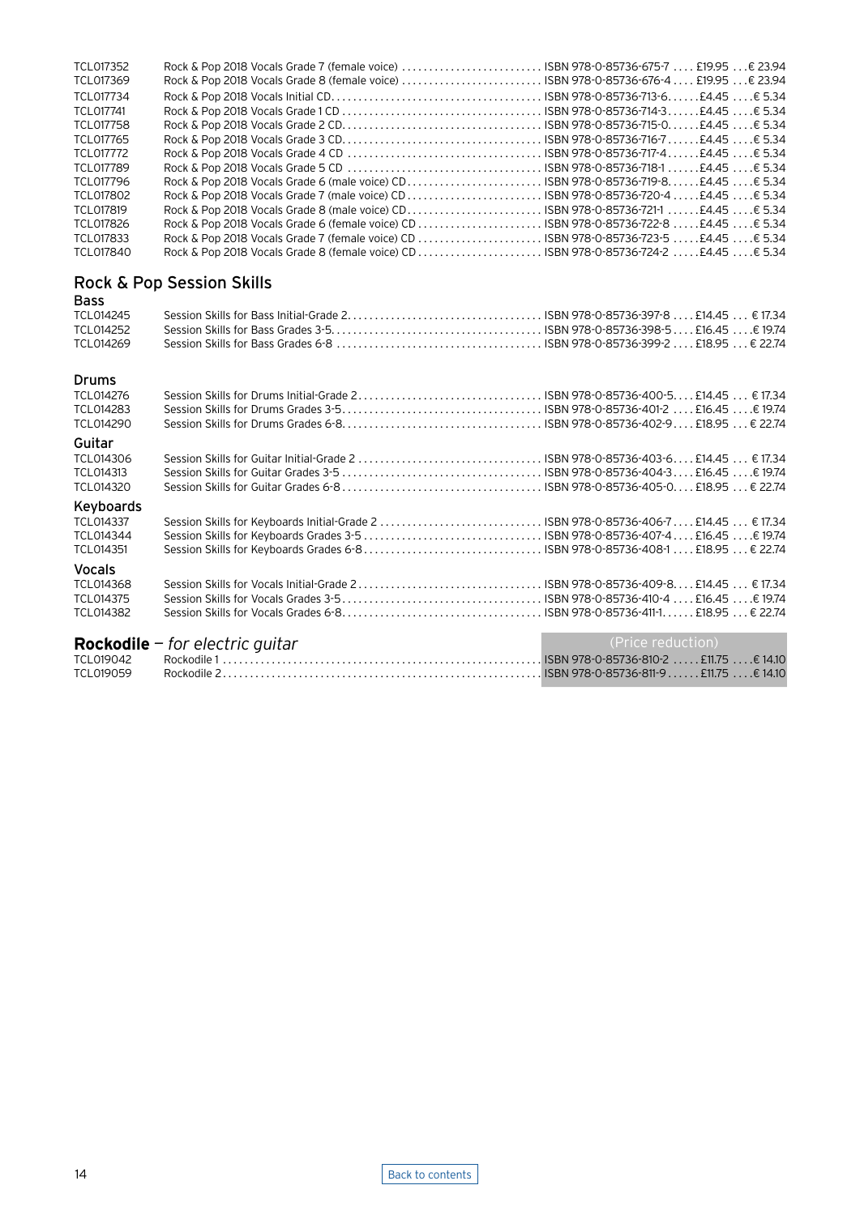| | | | | |
|---|---|---|---|---|
| TCL017352 | Rock & Pop 2018 Vocals Grade 7 (female voice) | ISBN 978-0-85736-675-7 | £19.95 | € 23.94 |
| TCL017369 | Rock & Pop 2018 Vocals Grade 8 (female voice) | ISBN 978-0-85736-676-4 | £19.95 | € 23.94 |
| TCL017734 | Rock & Pop 2018 Vocals Initial CD | ISBN 978-0-85736-713-6 | £4.45 | € 5.34 |
| TCL017741 | Rock & Pop 2018 Vocals Grade 1 CD | ISBN 978-0-85736-714-3 | £4.45 | € 5.34 |
| TCL017758 | Rock & Pop 2018 Vocals Grade 2 CD | ISBN 978-0-85736-715-0 | £4.45 | € 5.34 |
| TCL017765 | Rock & Pop 2018 Vocals Grade 3 CD | ISBN 978-0-85736-716-7 | £4.45 | € 5.34 |
| TCL017772 | Rock & Pop 2018 Vocals Grade 4 CD | ISBN 978-0-85736-717-4 | £4.45 | € 5.34 |
| TCL017789 | Rock & Pop 2018 Vocals Grade 5 CD | ISBN 978-0-85736-718-1 | £4.45 | € 5.34 |
| TCL017796 | Rock & Pop 2018 Vocals Grade 6 (male voice) CD | ISBN 978-0-85736-719-8 | £4.45 | € 5.34 |
| TCL017802 | Rock & Pop 2018 Vocals Grade 7 (male voice) CD | ISBN 978-0-85736-720-4 | £4.45 | € 5.34 |
| TCL017819 | Rock & Pop 2018 Vocals Grade 8 (male voice) CD | ISBN 978-0-85736-721-1 | £4.45 | € 5.34 |
| TCL017826 | Rock & Pop 2018 Vocals Grade 6 (female voice) CD | ISBN 978-0-85736-722-8 | £4.45 | € 5.34 |
| TCL017833 | Rock & Pop 2018 Vocals Grade 7 (female voice) CD | ISBN 978-0-85736-723-5 | £4.45 | € 5.34 |
| TCL017840 | Rock & Pop 2018 Vocals Grade 8 (female voice) CD | ISBN 978-0-85736-724-2 | £4.45 | € 5.34 |

## Rock & Pop Session Skills

### Bass

| | | | | |
|---|---|---|---|---|
| TCL014245 | Session Skills for Bass Initial-Grade 2 | ISBN 978-0-85736-397-8 | £14.45 | € 17.34 |
| TCL014252 | Session Skills for Bass Grades 3-5 | ISBN 978-0-85736-398-5 | £16.45 | € 19.74 |
| TCL014269 | Session Skills for Bass Grades 6-8 | ISBN 978-0-85736-399-2 | £18.95 | € 22.74 |

### Drums

| | | | | |
|---|---|---|---|---|
| TCL014276 | Session Skills for Drums Initial-Grade 2 | ISBN 978-0-85736-400-5 | £14.45 | € 17.34 |
| TCL014283 | Session Skills for Drums Grades 3-5 | ISBN 978-0-85736-401-2 | £16.45 | € 19.74 |
| TCL014290 | Session Skills for Drums Grades 6-8 | ISBN 978-0-85736-402-9 | £18.95 | € 22.74 |

### Guitar

| | | | | |
|---|---|---|---|---|
| TCL014306 | Session Skills for Guitar Initial-Grade 2 | ISBN 978-0-85736-403-6 | £14.45 | € 17.34 |
| TCL014313 | Session Skills for Guitar Grades 3-5 | ISBN 978-0-85736-404-3 | £16.45 | € 19.74 |
| TCL014320 | Session Skills for Guitar Grades 6-8 | ISBN 978-0-85736-405-0 | £18.95 | € 22.74 |

### Keyboards

| | | | | |
|---|---|---|---|---|
| TCL014337 | Session Skills for Keyboards Initial-Grade 2 | ISBN 978-0-85736-406-7 | £14.45 | € 17.34 |
| TCL014344 | Session Skills for Keyboards Grades 3-5 | ISBN 978-0-85736-407-4 | £16.45 | € 19.74 |
| TCL014351 | Session Skills for Keyboards Grades 6-8 | ISBN 978-0-85736-408-1 | £18.95 | € 22.74 |

### Vocals

| | | | | |
|---|---|---|---|---|
| TCL014368 | Session Skills for Vocals Initial-Grade 2 | ISBN 978-0-85736-409-8 | £14.45 | € 17.34 |
| TCL014375 | Session Skills for Vocals Grades 3-5 | ISBN 978-0-85736-410-4 | £16.45 | € 19.74 |
| TCL014382 | Session Skills for Vocals Grades 6-8 | ISBN 978-0-85736-411-1 | £18.95 | € 22.74 |

## **Rockodile** – *for electric guitar*

(Price reduction)

| | | | | |
|---|---|---|---|---|
| TCL019042 | Rockodile 1 | ISBN 978-0-85736-810-2 | £11.75 | € 14.10 |
| TCL019059 | Rockodile 2 | ISBN 978-0-85736-811-9 | £11.75 | € 14.10 |

Back to contents